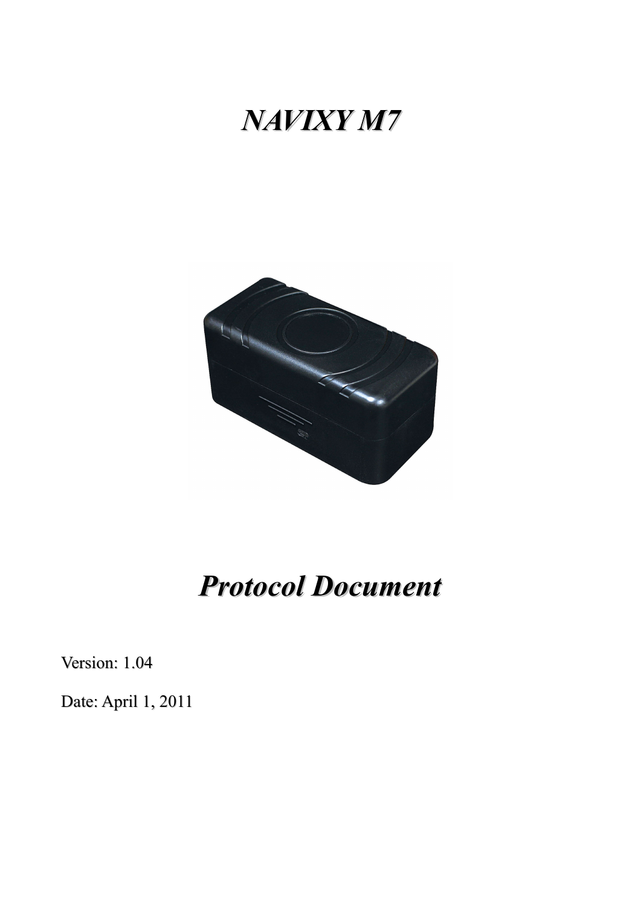# *NAVIXY M7*

# *Protocol Document*

Version: 1.04

Date: April 1, 2011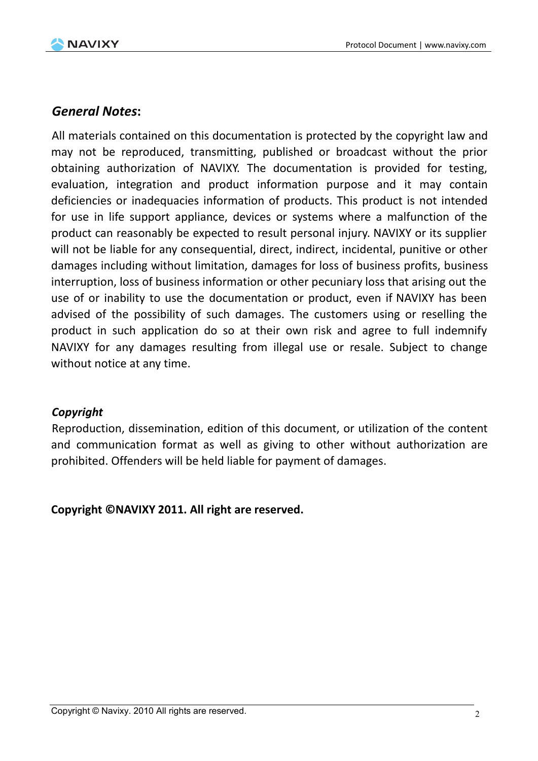## *General Notes*:

All materials contained on this documentation is protected by the copyright law and may not be reproduced, transmitting, published or broadcast without the prior obtaining authorization of NAVIXY. The documentation is provided for testing, evaluation, integration and product information purpose and it may contain deficiencies or inadequacies information of products. This product is not intended for use in life support appliance, devices or systems where a malfunction of the product can reasonably be expected to result personal injury. NAVIXY or its supplier will not be liable for any consequential, direct, indirect, incidental, punitive or other damages including without limitation, damages for loss of business profits, business interruption, loss of business information or other pecuniary loss that arising out the use of or inability to use the documentation or product, even if NAVIXY has been advised of the possibility of such damages. The customers using or reselling the product in such application do so at their own risk and agree to full indemnify NAVIXY for any damages resulting from illegal use or resale. Subject to change without notice at any time.

### *Copyright*

Reproduction, dissemination, edition of this document, or utilization of the content and communication format as well as giving to other without authorization are prohibited. Offenders will be held liable for payment of damages.

**Copyright ©NAVIXY 2011. All right are reserved.**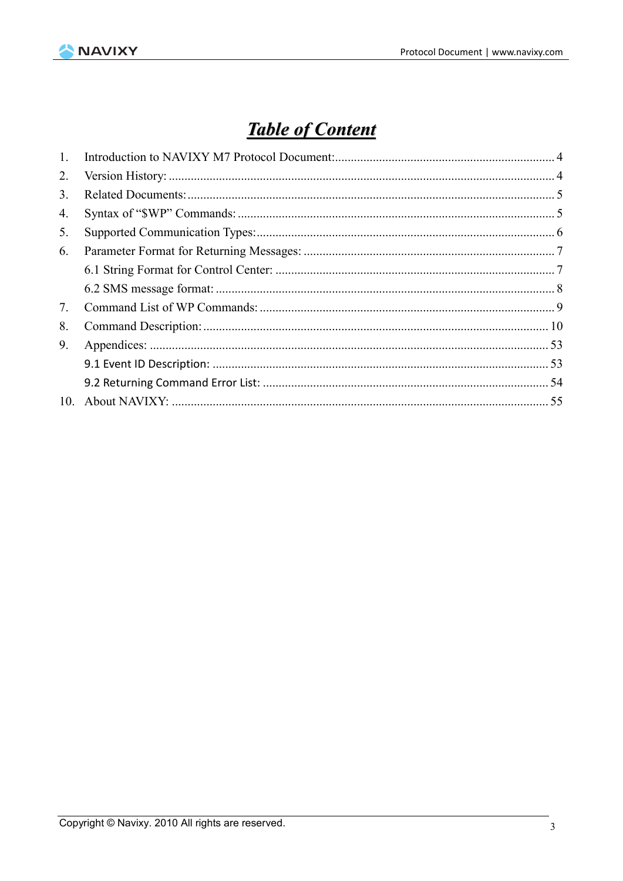# *Table of Content*

1. Introduction to NAVIXY M7 Protocol Document: ..... 4
2. Version History: ..... 4
3. Related Documents: ..... 5
4. Syntax of "$WP" Commands: ..... 5
5. Supported Communication Types: ..... 6
6. Parameter Format for Returning Messages: ..... 7
   - 6.1 String Format for Control Center: ..... 7
   - 6.2 SMS message format: ..... 8
7. Command List of WP Commands: ..... 9
8. Command Description: ..... 10
9. Appendices: ..... 53
   - 9.1 Event ID Description: ..... 53
   - 9.2 Returning Command Error List: ..... 54
10. About NAVIXY: ..... 55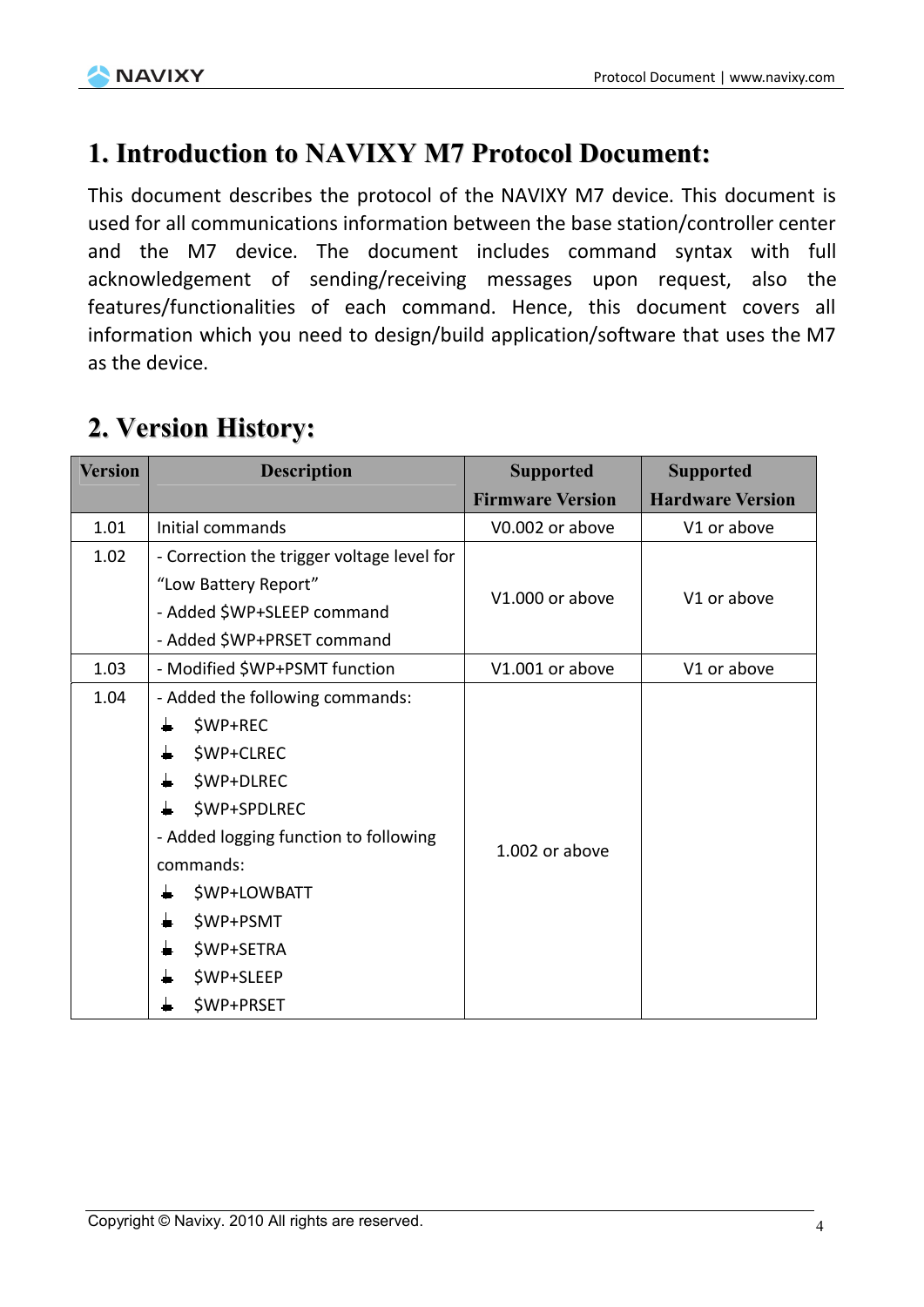# 1. Introduction to NAVIXY M7 Protocol Document:

This document describes the protocol of the NAVIXY M7 device. This document is used for all communications information between the base station/controller center and the M7 device. The document includes command syntax with full acknowledgement of sending/receiving messages upon request, also the features/functionalities of each command. Hence, this document covers all information which you need to design/build application/software that uses the M7 as the device.

# 2. Version History:

| Version | Description | Supported Firmware Version | Supported Hardware Version |
|---|---|---|---|
| 1.01 | Initial commands | V0.002 or above | V1 or above |
| 1.02 | - Correction the trigger voltage level for "Low Battery Report"<br>- Added $WP+SLEEP command<br>- Added $WP+PRSET command | V1.000 or above | V1 or above |
| 1.03 | - Modified $WP+PSMT function | V1.001 or above | V1 or above |
| 1.04 | - Added the following commands:<br>• $WP+REC<br>• $WP+CLREC<br>• $WP+DLREC<br>• $WP+SPDLREC<br>- Added logging function to following commands:<br>• $WP+LOWBATT<br>• $WP+PSMT<br>• $WP+SETRA<br>• $WP+SLEEP<br>• $WP+PRSET | 1.002 or above | |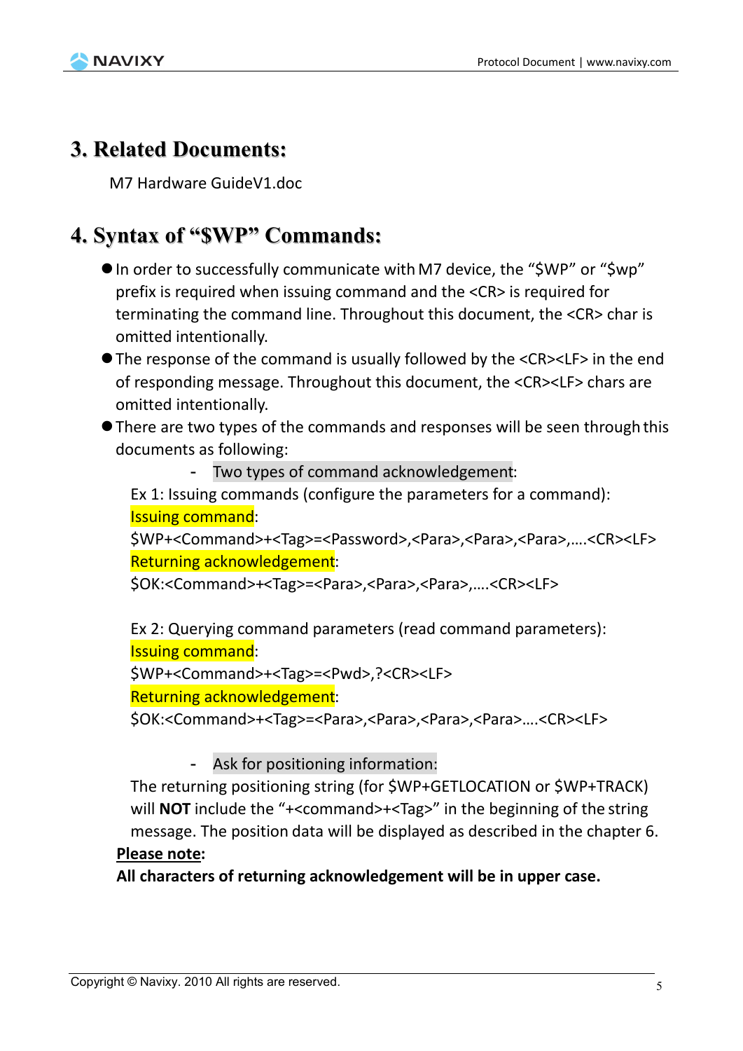# 3. Related Documents:

M7 Hardware GuideV1.doc

# 4. Syntax of "$WP" Commands:

- In order to successfully communicate with M7 device, the "$WP" or "$wp" prefix is required when issuing command and the <CR> is required for terminating the command line. Throughout this document, the <CR> char is omitted intentionally.
- The response of the command is usually followed by the <CR><LF> in the end of responding message. Throughout this document, the <CR><LF> chars are omitted intentionally.
- There are two types of the commands and responses will be seen through this documents as following:

  - Two types of command acknowledgement:

  Ex 1: Issuing commands (configure the parameters for a command):

  Issuing command:

  $WP+<Command>+<Tag>=<Password>,<Para>,<Para>,<Para>,….<CR><LF>

  Returning acknowledgement:

  $OK:<Command>+<Tag>=<Para>,<Para>,<Para>,….<CR><LF>

  Ex 2: Querying command parameters (read command parameters):

  Issuing command:

  $WP+<Command>+<Tag>=<Pwd>,?<CR><LF>

  Returning acknowledgement:

  $OK:<Command>+<Tag>=<Para>,<Para>,<Para>,<Para>….<CR><LF>

  - Ask for positioning information:

  The returning positioning string (for $WP+GETLOCATION or $WP+TRACK) will **NOT** include the "+<command>+<Tag>" in the beginning of the string message. The position data will be displayed as described in the chapter 6.

**Please note:**

**All characters of returning acknowledgement will be in upper case.**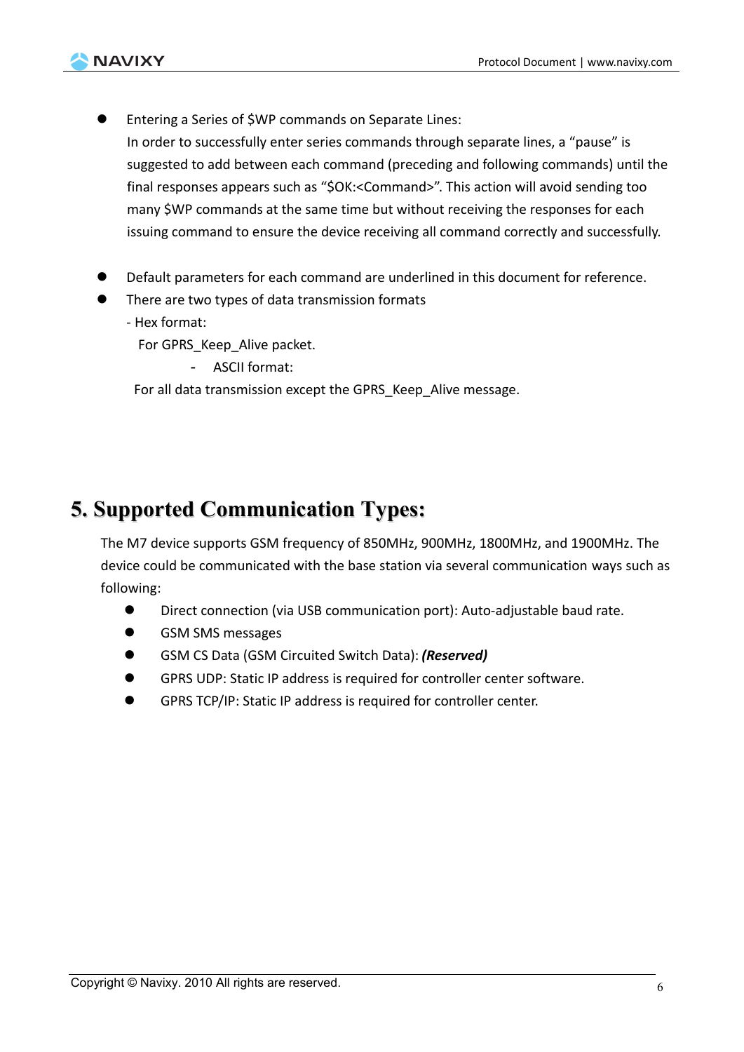- Entering a Series of $WP commands on Separate Lines:
  In order to successfully enter series commands through separate lines, a "pause" is suggested to add between each command (preceding and following commands) until the final responses appears such as "$OK:<Command>". This action will avoid sending too many $WP commands at the same time but without receiving the responses for each issuing command to ensure the device receiving all command correctly and successfully.

- Default parameters for each command are underlined in this document for reference.
- There are two types of data transmission formats
  - Hex format:
    For GPRS_Keep_Alive packet.
  - ASCII format:
    For all data transmission except the GPRS_Keep_Alive message.

# 5. Supported Communication Types:

The M7 device supports GSM frequency of 850MHz, 900MHz, 1800MHz, and 1900MHz. The device could be communicated with the base station via several communication ways such as following:

- Direct connection (via USB communication port): Auto-adjustable baud rate.
- GSM SMS messages
- GSM CS Data (GSM Circuited Switch Data): ***(Reserved)***
- GPRS UDP: Static IP address is required for controller center software.
- GPRS TCP/IP: Static IP address is required for controller center.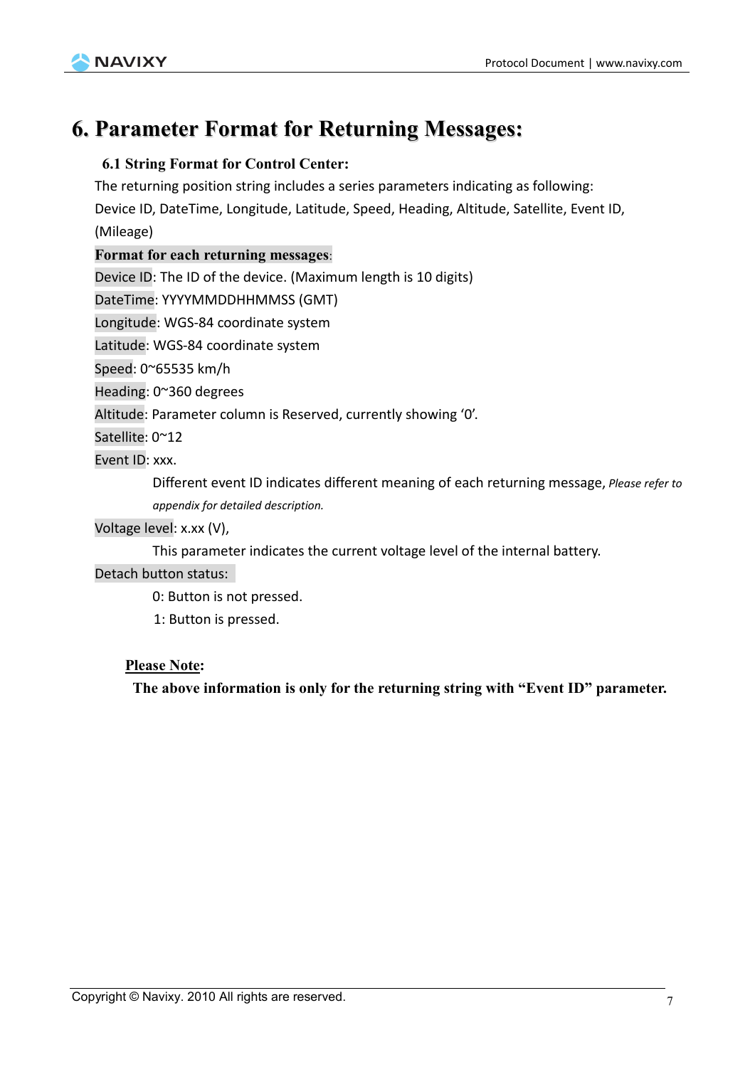# 6. Parameter Format for Returning Messages:

## 6.1 String Format for Control Center:

The returning position string includes a series parameters indicating as following:

Device ID, DateTime, Longitude, Latitude, Speed, Heading, Altitude, Satellite, Event ID, (Mileage)

**Format for each returning messages**:

Device ID: The ID of the device. (Maximum length is 10 digits)

DateTime: YYYYMMDDHHMMSS (GMT)

Longitude: WGS-84 coordinate system

Latitude: WGS-84 coordinate system

Speed: 0~65535 km/h

Heading: 0~360 degrees

Altitude: Parameter column is Reserved, currently showing ‘0’.

Satellite: 0~12

Event ID: xxx.

Different event ID indicates different meaning of each returning message, *Please refer to appendix for detailed description.*

Voltage level: x.xx (V),

This parameter indicates the current voltage level of the internal battery.

Detach button status:

0: Button is not pressed.

1: Button is pressed.

**Please Note:**

**The above information is only for the returning string with “Event ID” parameter.**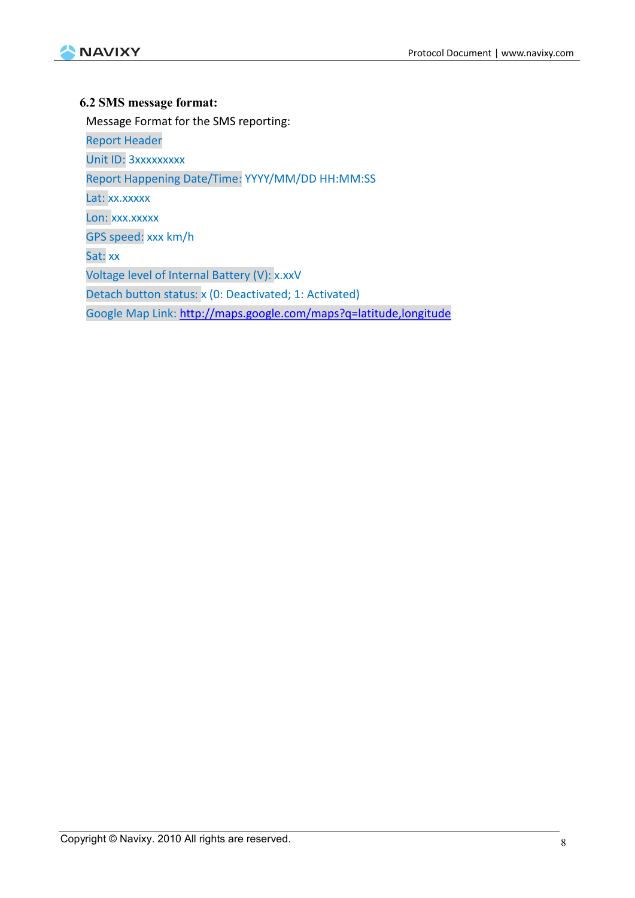### 6.2 SMS message format:

Message Format for the SMS reporting:

Report Header

Unit ID: 3xxxxxxxxx

Report Happening Date/Time: YYYY/MM/DD HH:MM:SS

Lat: xx.xxxxx

Lon: xxx.xxxxx

GPS speed: xxx km/h

Sat: xx

Voltage level of Internal Battery (V): x.xxV

Detach button status: x (0: Deactivated; 1: Activated)

Google Map Link: http://maps.google.com/maps?q=latitude,longitude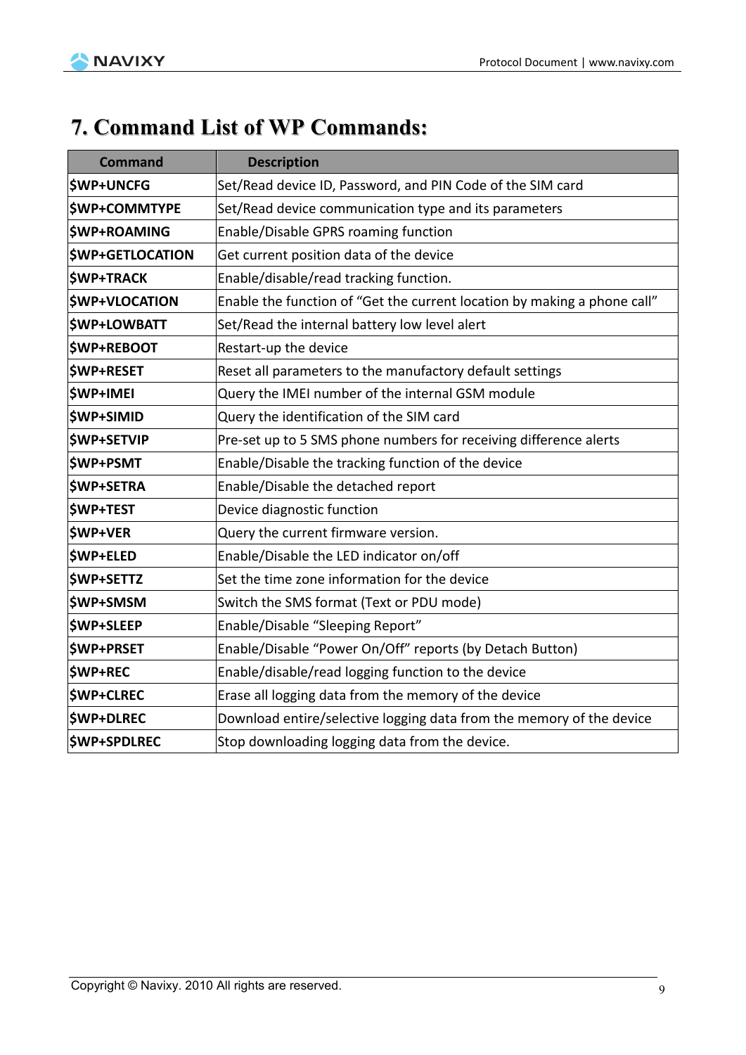# 7. Command List of WP Commands:

| Command | Description |
|---|---|
| **$WP+UNCFG** | Set/Read device ID, Password, and PIN Code of the SIM card |
| **$WP+COMMTYPE** | Set/Read device communication type and its parameters |
| **$WP+ROAMING** | Enable/Disable GPRS roaming function |
| **$WP+GETLOCATION** | Get current position data of the device |
| **$WP+TRACK** | Enable/disable/read tracking function. |
| **$WP+VLOCATION** | Enable the function of "Get the current location by making a phone call" |
| **$WP+LOWBATT** | Set/Read the internal battery low level alert |
| **$WP+REBOOT** | Restart-up the device |
| **$WP+RESET** | Reset all parameters to the manufactory default settings |
| **$WP+IMEI** | Query the IMEI number of the internal GSM module |
| **$WP+SIMID** | Query the identification of the SIM card |
| **$WP+SETVIP** | Pre-set up to 5 SMS phone numbers for receiving difference alerts |
| **$WP+PSMT** | Enable/Disable the tracking function of the device |
| **$WP+SETRA** | Enable/Disable the detached report |
| **$WP+TEST** | Device diagnostic function |
| **$WP+VER** | Query the current firmware version. |
| **$WP+ELED** | Enable/Disable the LED indicator on/off |
| **$WP+SETTZ** | Set the time zone information for the device |
| **$WP+SMSM** | Switch the SMS format (Text or PDU mode) |
| **$WP+SLEEP** | Enable/Disable "Sleeping Report" |
| **$WP+PRSET** | Enable/Disable "Power On/Off" reports (by Detach Button) |
| **$WP+REC** | Enable/disable/read logging function to the device |
| **$WP+CLREC** | Erase all logging data from the memory of the device |
| **$WP+DLREC** | Download entire/selective logging data from the memory of the device |
| **$WP+SPDLREC** | Stop downloading logging data from the device. |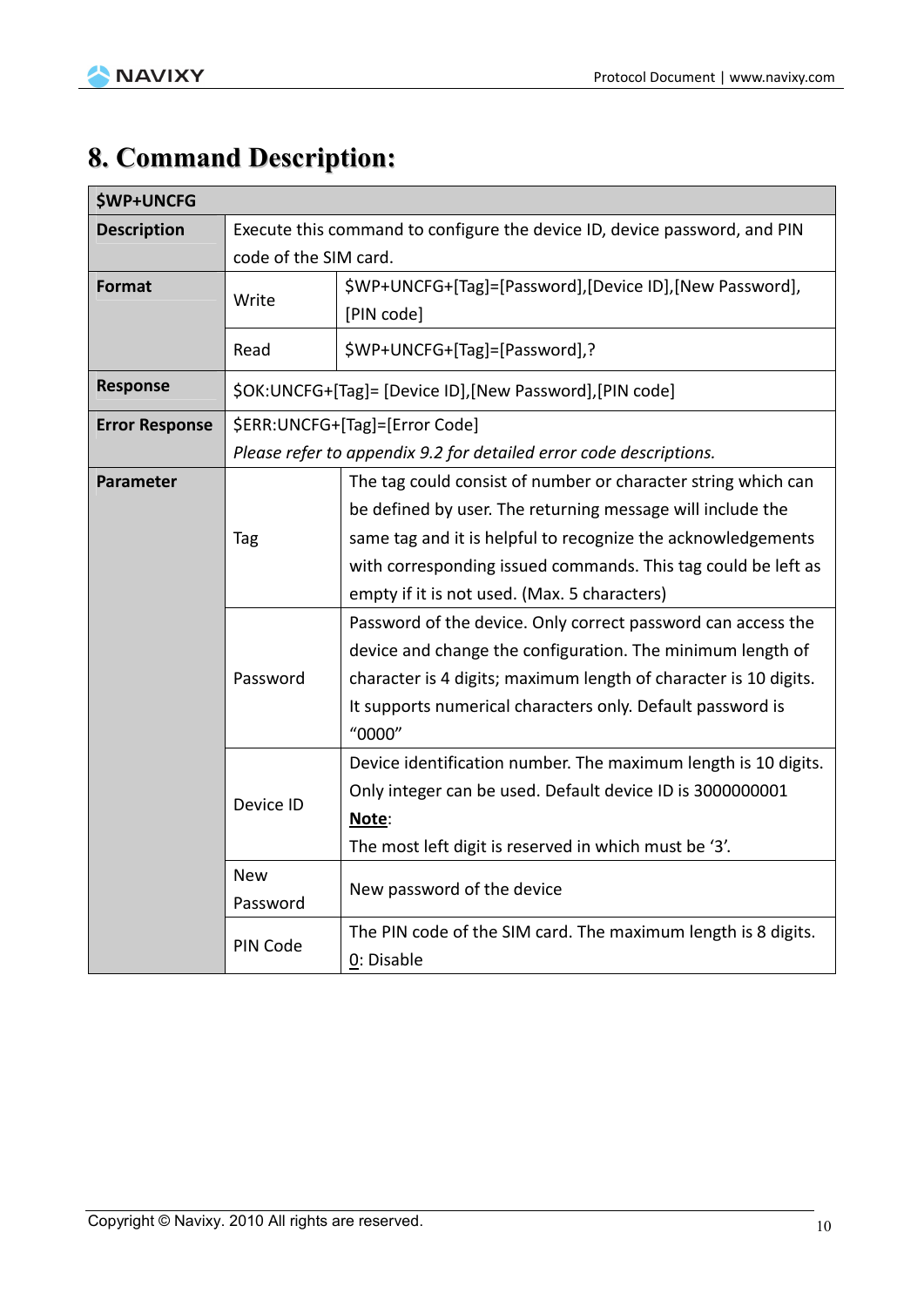# 8. Command Description:

| $WP+UNCFG | | |
|---|---|---|
| **Description** | Execute this command to configure the device ID, device password, and PIN code of the SIM card. | |
| **Format** | Write | $WP+UNCFG+[Tag]=[Password],[Device ID],[New Password],[PIN code] |
| | Read | $WP+UNCFG+[Tag]=[Password],? |
| **Response** | $OK:UNCFG+[Tag]= [Device ID],[New Password],[PIN code] | |
| **Error Response** | $ERR:UNCFG+[Tag]=[Error Code]<br>*Please refer to appendix 9.2 for detailed error code descriptions.* | |
| **Parameter** | Tag | The tag could consist of number or character string which can be defined by user. The returning message will include the same tag and it is helpful to recognize the acknowledgements with corresponding issued commands. This tag could be left as empty if it is not used. (Max. 5 characters) |
| | Password | Password of the device. Only correct password can access the device and change the configuration. The minimum length of character is 4 digits; maximum length of character is 10 digits. It supports numerical characters only. Default password is "0000" |
| | Device ID | Device identification number. The maximum length is 10 digits. Only integer can be used. Default device ID is 3000000001<br>**Note**:<br>The most left digit is reserved in which must be '3'. |
| | New Password | New password of the device |
| | PIN Code | The PIN code of the SIM card. The maximum length is 8 digits.<br>0: Disable |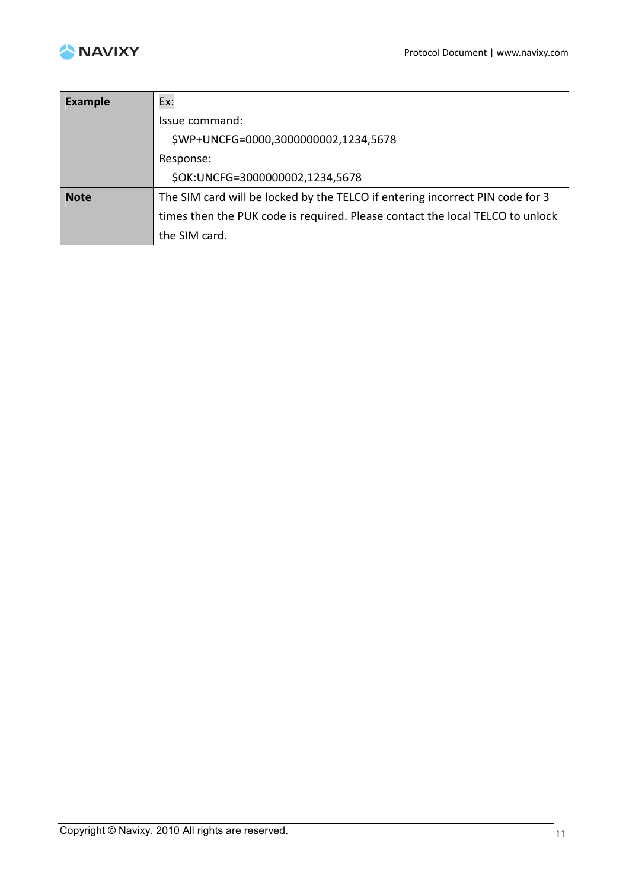| | |
|---|---|
| **Example** | Ex:<br>Issue command:<br>$WP+UNCFG=0000,3000000002,1234,5678<br>Response:<br>$OK:UNCFG=3000000002,1234,5678 |
| **Note** | The SIM card will be locked by the TELCO if entering incorrect PIN code for 3 times then the PUK code is required. Please contact the local TELCO to unlock the SIM card. |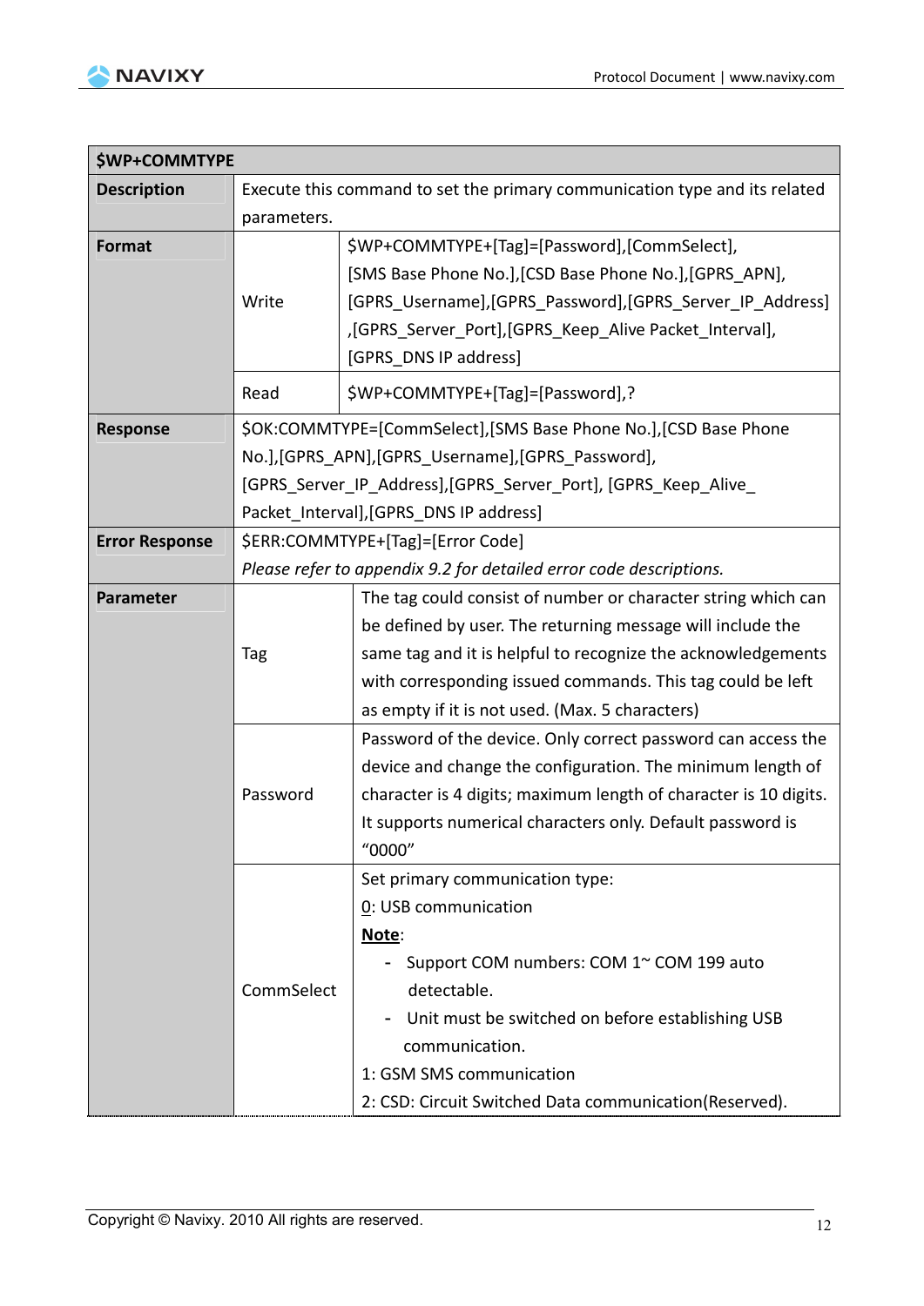| $WP+COMMTYPE | | |
|---|---|---|
| **Description** | Execute this command to set the primary communication type and its related parameters. | |
| **Format** | Write | $WP+COMMTYPE+[Tag]=[Password],[CommSelect],[SMS Base Phone No.],[CSD Base Phone No.],[GPRS_APN],[GPRS_Username],[GPRS_Password],[GPRS_Server_IP_Address],[GPRS_Server_Port],[GPRS_Keep_Alive Packet_Interval],[GPRS_DNS IP address] |
| | Read | $WP+COMMTYPE+[Tag]=[Password],? |
| **Response** | $OK:COMMTYPE=[CommSelect],[SMS Base Phone No.],[CSD Base Phone No.],[GPRS_APN],[GPRS_Username],[GPRS_Password],[GPRS_Server_IP_Address],[GPRS_Server_Port], [GPRS_Keep_Alive_ Packet_Interval],[GPRS_DNS IP address] | |
| **Error Response** | $ERR:COMMTYPE+[Tag]=[Error Code]<br>*Please refer to appendix 9.2 for detailed error code descriptions.* | |
| **Parameter** | Tag | The tag could consist of number or character string which can be defined by user. The returning message will include the same tag and it is helpful to recognize the acknowledgements with corresponding issued commands. This tag could be left as empty if it is not used. (Max. 5 characters) |
| | Password | Password of the device. Only correct password can access the device and change the configuration. The minimum length of character is 4 digits; maximum length of character is 10 digits. It supports numerical characters only. Default password is "0000" |
| | CommSelect | Set primary communication type:<br>0: USB communication<br>**Note**:<br>- Support COM numbers: COM 1~ COM 199 auto detectable.<br>- Unit must be switched on before establishing USB communication.<br>1: GSM SMS communication<br>2: CSD: Circuit Switched Data communication(Reserved). |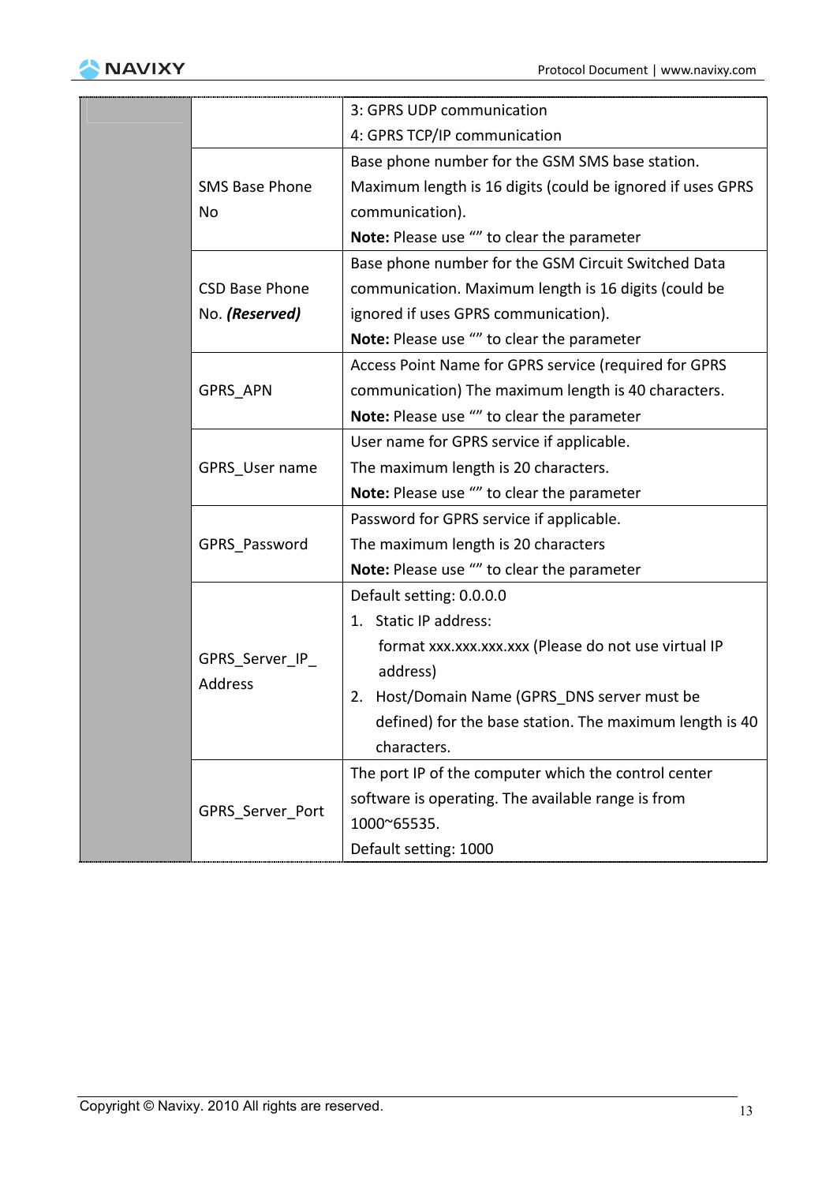| | | |
|---|---|---|
| | | 3: GPRS UDP communication<br>4: GPRS TCP/IP communication |
| | SMS Base Phone No | Base phone number for the GSM SMS base station. Maximum length is 16 digits (could be ignored if uses GPRS communication).<br>**Note:** Please use "" to clear the parameter |
| | CSD Base Phone No. ***(Reserved)*** | Base phone number for the GSM Circuit Switched Data communication. Maximum length is 16 digits (could be ignored if uses GPRS communication).<br>**Note:** Please use "" to clear the parameter |
| | GPRS_APN | Access Point Name for GPRS service (required for GPRS communication) The maximum length is 40 characters.<br>**Note:** Please use "" to clear the parameter |
| | GPRS_User name | User name for GPRS service if applicable.<br>The maximum length is 20 characters.<br>**Note:** Please use "" to clear the parameter |
| | GPRS_Password | Password for GPRS service if applicable.<br>The maximum length is 20 characters<br>**Note:** Please use "" to clear the parameter |
| | GPRS_Server_IP_Address | Default setting: 0.0.0.0<br>1. Static IP address:<br>format xxx.xxx.xxx.xxx (Please do not use virtual IP address)<br>2. Host/Domain Name (GPRS_DNS server must be defined) for the base station. The maximum length is 40 characters. |
| | GPRS_Server_Port | The port IP of the computer which the control center software is operating. The available range is from 1000~65535.<br>Default setting: 1000 |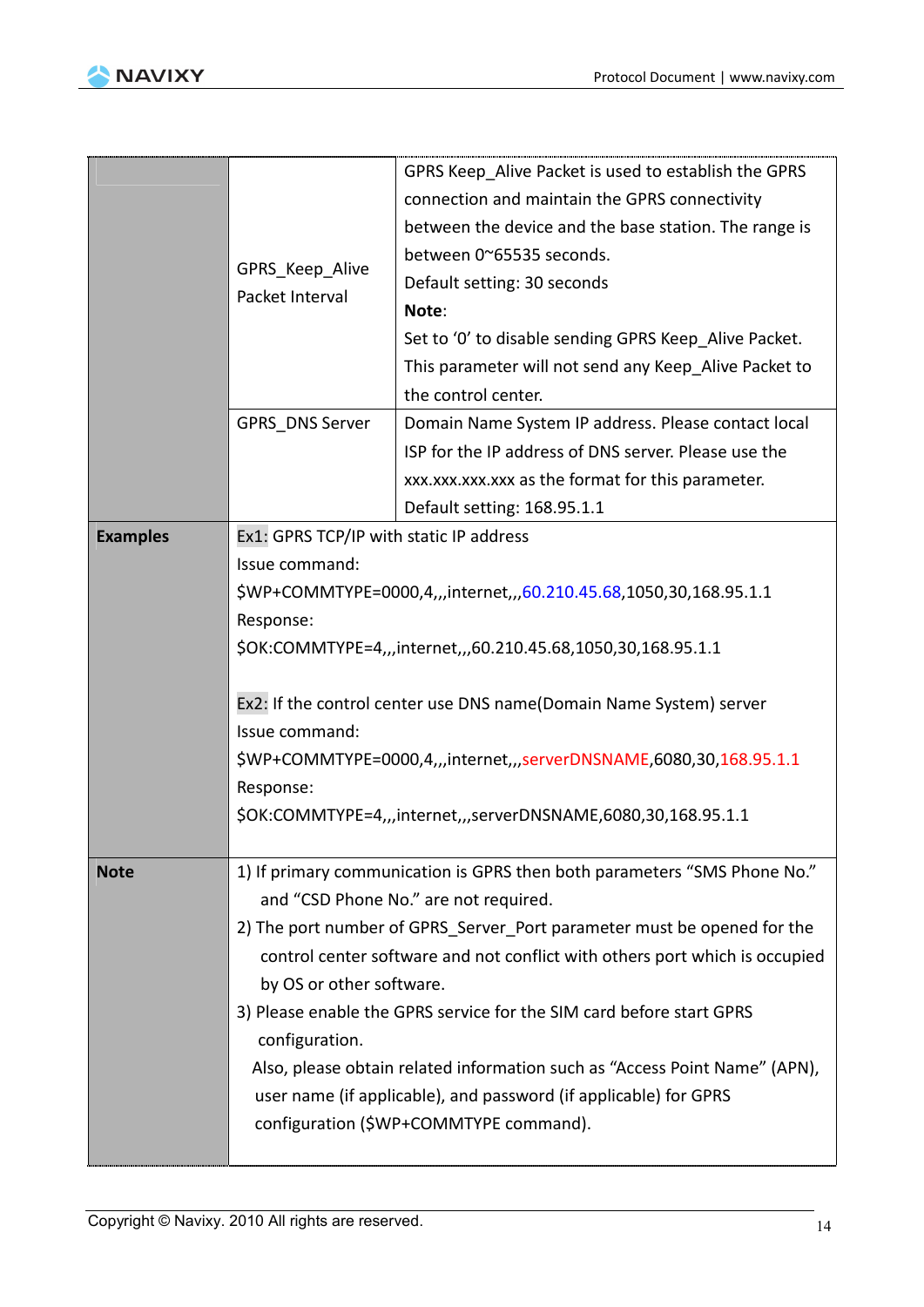| | | |
|---|---|---|
| | GPRS_Keep_Alive Packet Interval | GPRS Keep_Alive Packet is used to establish the GPRS connection and maintain the GPRS connectivity between the device and the base station. The range is between 0~65535 seconds.<br>Default setting: 30 seconds<br>**Note**:<br>Set to '0' to disable sending GPRS Keep_Alive Packet. This parameter will not send any Keep_Alive Packet to the control center. |
| | GPRS_DNS Server | Domain Name System IP address. Please contact local ISP for the IP address of DNS server. Please use the xxx.xxx.xxx.xxx as the format for this parameter.<br>Default setting: 168.95.1.1 |
| **Examples** | Ex1: GPRS TCP/IP with static IP address<br>Issue command:<br>$WP+COMMTYPE=0000,4,,,internet,,,60.210.45.68,1050,30,168.95.1.1<br>Response:<br>$OK:COMMTYPE=4,,,internet,,,60.210.45.68,1050,30,168.95.1.1<br><br>Ex2: If the control center use DNS name(Domain Name System) server<br>Issue command:<br>$WP+COMMTYPE=0000,4,,,internet,,,serverDNSNAME,6080,30,168.95.1.1<br>Response:<br>$OK:COMMTYPE=4,,,internet,,,serverDNSNAME,6080,30,168.95.1.1 | |
| **Note** | 1) If primary communication is GPRS then both parameters "SMS Phone No." and "CSD Phone No." are not required.<br>2) The port number of GPRS_Server_Port parameter must be opened for the control center software and not conflict with others port which is occupied by OS or other software.<br>3) Please enable the GPRS service for the SIM card before start GPRS configuration.<br>Also, please obtain related information such as "Access Point Name" (APN), user name (if applicable), and password (if applicable) for GPRS configuration ($WP+COMMTYPE command). | |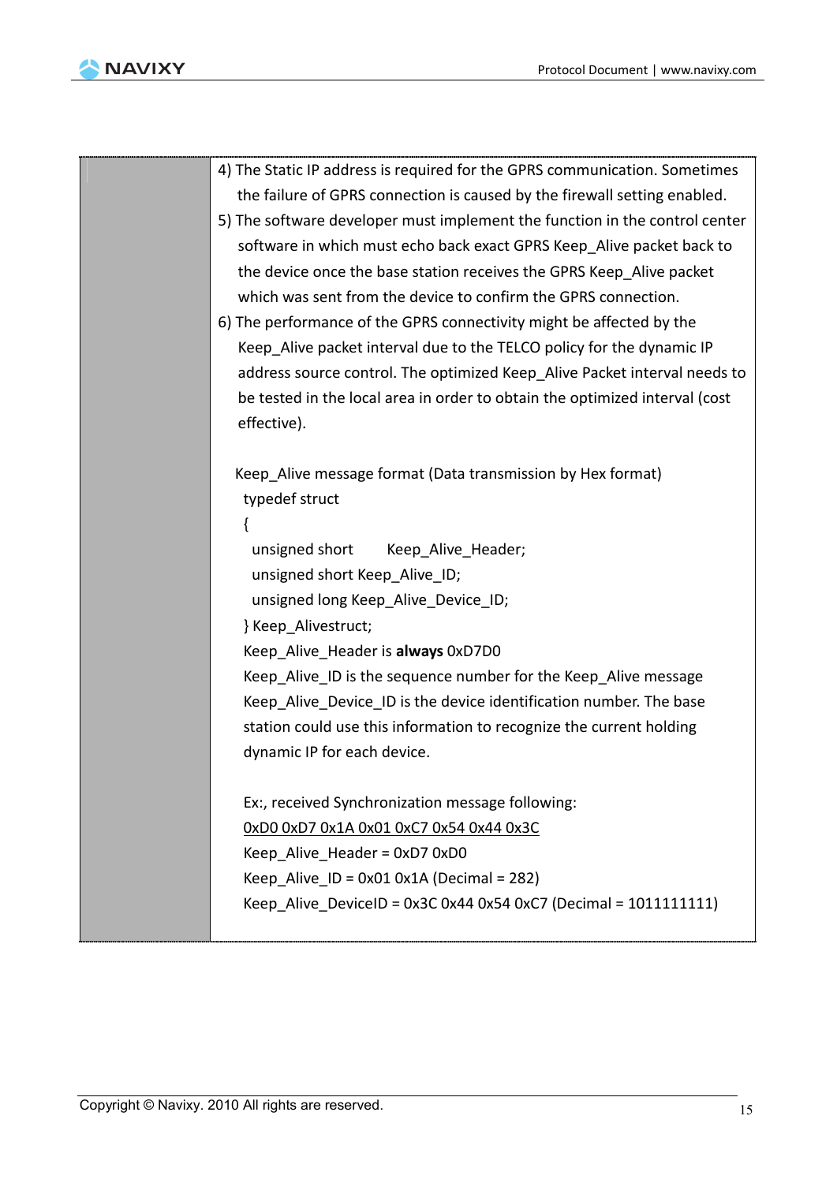| | |
|---|---|
| | 4) The Static IP address is required for the GPRS communication. Sometimes the failure of GPRS connection is caused by the firewall setting enabled.<br>5) The software developer must implement the function in the control center software in which must echo back exact GPRS Keep_Alive packet back to the device once the base station receives the GPRS Keep_Alive packet which was sent from the device to confirm the GPRS connection.<br>6) The performance of the GPRS connectivity might be affected by the Keep_Alive packet interval due to the TELCO policy for the dynamic IP address source control. The optimized Keep_Alive Packet interval needs to be tested in the local area in order to obtain the optimized interval (cost effective).<br><br>Keep_Alive message format (Data transmission by Hex format)<br>typedef struct<br>{<br>unsigned short Keep_Alive_Header;<br>unsigned short Keep_Alive_ID;<br>unsigned long Keep_Alive_Device_ID;<br>} Keep_Alivestruct;<br>Keep_Alive_Header is **always** 0xD7D0<br>Keep_Alive_ID is the sequence number for the Keep_Alive message<br>Keep_Alive_Device_ID is the device identification number. The base station could use this information to recognize the current holding dynamic IP for each device.<br><br>Ex:, received Synchronization message following:<br><u>0xD0 0xD7 0x1A 0x01 0xC7 0x54 0x44 0x3C</u><br>Keep_Alive_Header = 0xD7 0xD0<br>Keep_Alive_ID = 0x01 0x1A (Decimal = 282)<br>Keep_Alive_DeviceID = 0x3C 0x44 0x54 0xC7 (Decimal = 1011111111) |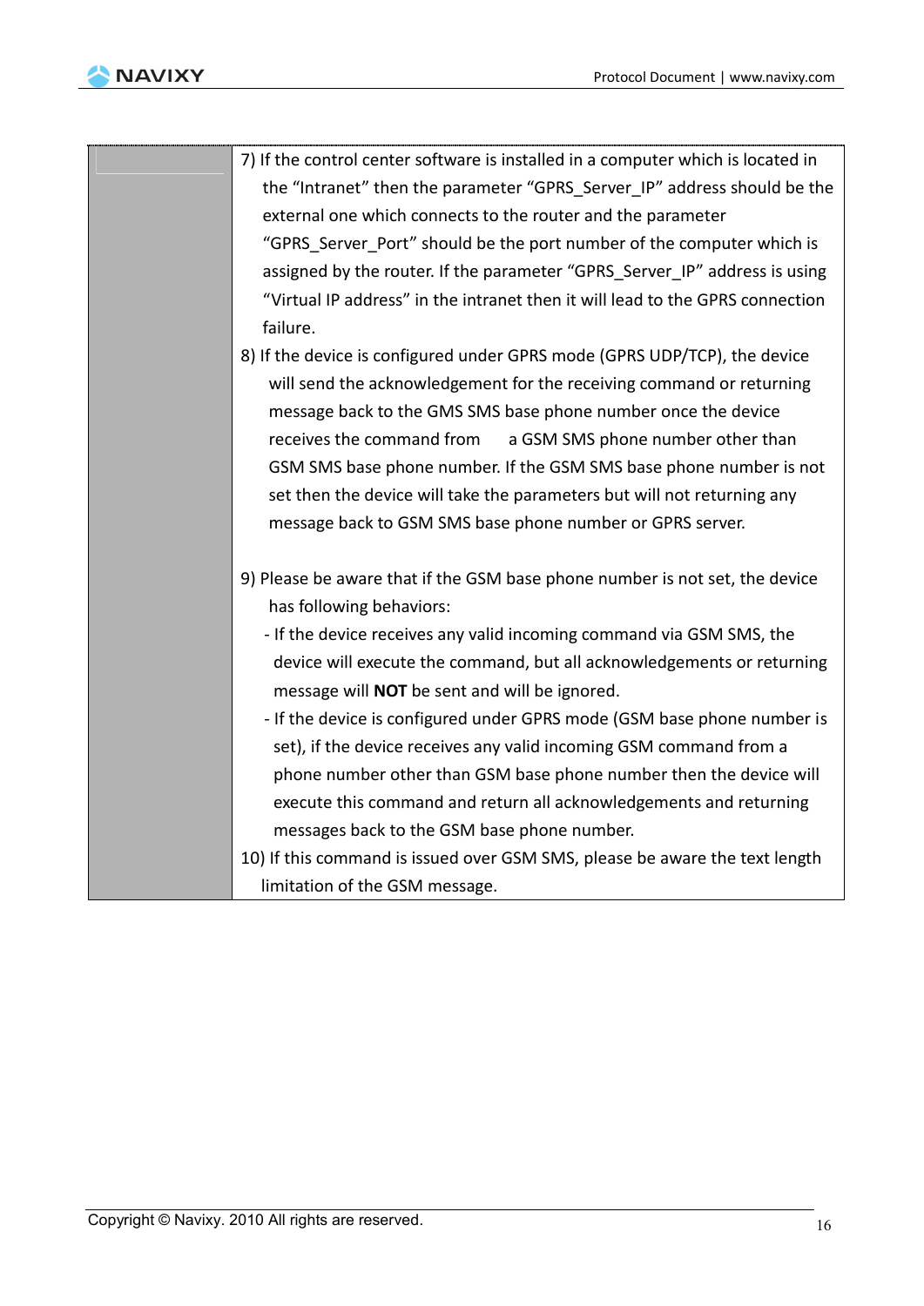| | |
|---|---|
| | 7) If the control center software is installed in a computer which is located in the "Intranet" then the parameter "GPRS_Server_IP" address should be the external one which connects to the router and the parameter "GPRS_Server_Port" should be the port number of the computer which is assigned by the router. If the parameter "GPRS_Server_IP" address is using "Virtual IP address" in the intranet then it will lead to the GPRS connection failure.<br>8) If the device is configured under GPRS mode (GPRS UDP/TCP), the device will send the acknowledgement for the receiving command or returning message back to the GMS SMS base phone number once the device receives the command from a GSM SMS phone number other than GSM SMS base phone number. If the GSM SMS base phone number is not set then the device will take the parameters but will not returning any message back to GSM SMS base phone number or GPRS server.<br><br>9) Please be aware that if the GSM base phone number is not set, the device has following behaviors:<br>- If the device receives any valid incoming command via GSM SMS, the device will execute the command, but all acknowledgements or returning message will **NOT** be sent and will be ignored.<br>- If the device is configured under GPRS mode (GSM base phone number is set), if the device receives any valid incoming GSM command from a phone number other than GSM base phone number then the device will execute this command and return all acknowledgements and returning messages back to the GSM base phone number.<br>10) If this command is issued over GSM SMS, please be aware the text length limitation of the GSM message. |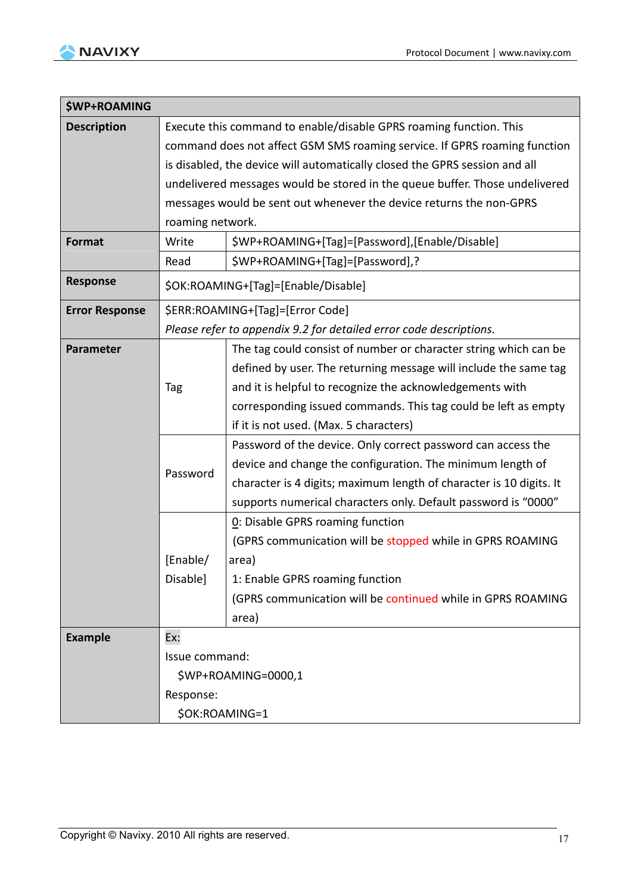| $WP+ROAMING | | |
|---|---|---|
| **Description** | Execute this command to enable/disable GPRS roaming function. This command does not affect GSM SMS roaming service. If GPRS roaming function is disabled, the device will automatically closed the GPRS session and all undelivered messages would be stored in the queue buffer. Those undelivered messages would be sent out whenever the device returns the non-GPRS roaming network. | |
| **Format** | Write | $WP+ROAMING+[Tag]=[Password],[Enable/Disable] |
| | Read | $WP+ROAMING+[Tag]=[Password],? |
| **Response** | $OK:ROAMING+[Tag]=[Enable/Disable] | |
| **Error Response** | $ERR:ROAMING+[Tag]=[Error Code]<br>*Please refer to appendix 9.2 for detailed error code descriptions.* | |
| **Parameter** | Tag | The tag could consist of number or character string which can be defined by user. The returning message will include the same tag and it is helpful to recognize the acknowledgements with corresponding issued commands. This tag could be left as empty if it is not used. (Max. 5 characters) |
| | Password | Password of the device. Only correct password can access the device and change the configuration. The minimum length of character is 4 digits; maximum length of character is 10 digits. It supports numerical characters only. Default password is "0000" |
| | [Enable/ Disable] | 0: Disable GPRS roaming function<br>(GPRS communication will be stopped while in GPRS ROAMING area)<br>1: Enable GPRS roaming function<br>(GPRS communication will be continued while in GPRS ROAMING area) |
| **Example** | Ex:<br>Issue command:<br>$WP+ROAMING=0000,1<br>Response:<br>$OK:ROAMING=1 | |

Copyright © Navixy. 2010 All rights are reserved.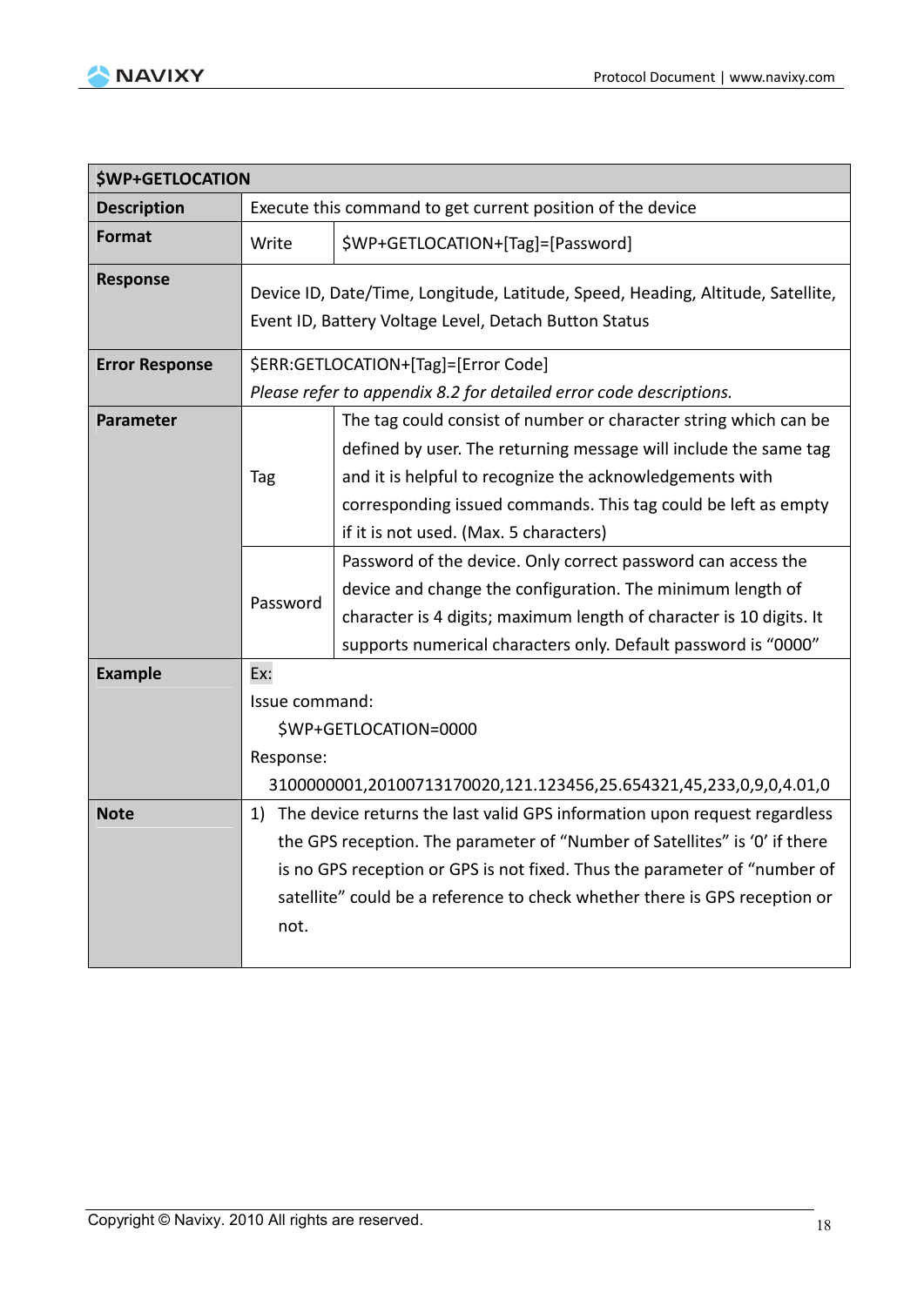| $WP+GETLOCATION | | |
|---|---|---|
| **Description** | Execute this command to get current position of the device | |
| **Format** | Write | $WP+GETLOCATION+[Tag]=[Password] |
| **Response** | Device ID, Date/Time, Longitude, Latitude, Speed, Heading, Altitude, Satellite, Event ID, Battery Voltage Level, Detach Button Status | |
| **Error Response** | $ERR:GETLOCATION+[Tag]=[Error Code]<br>*Please refer to appendix 8.2 for detailed error code descriptions.* | |
| **Parameter** | Tag | The tag could consist of number or character string which can be defined by user. The returning message will include the same tag and it is helpful to recognize the acknowledgements with corresponding issued commands. This tag could be left as empty if it is not used. (Max. 5 characters) |
| | Password | Password of the device. Only correct password can access the device and change the configuration. The minimum length of character is 4 digits; maximum length of character is 10 digits. It supports numerical characters only. Default password is "0000" |
| **Example** | Ex:<br>Issue command:<br>$WP+GETLOCATION=0000<br>Response:<br>3100000001,20100713170020,121.123456,25.654321,45,233,0,9,0,4.01,0 | |
| **Note** | 1) The device returns the last valid GPS information upon request regardless the GPS reception. The parameter of "Number of Satellites" is '0' if there is no GPS reception or GPS is not fixed. Thus the parameter of "number of satellite" could be a reference to check whether there is GPS reception or not. | |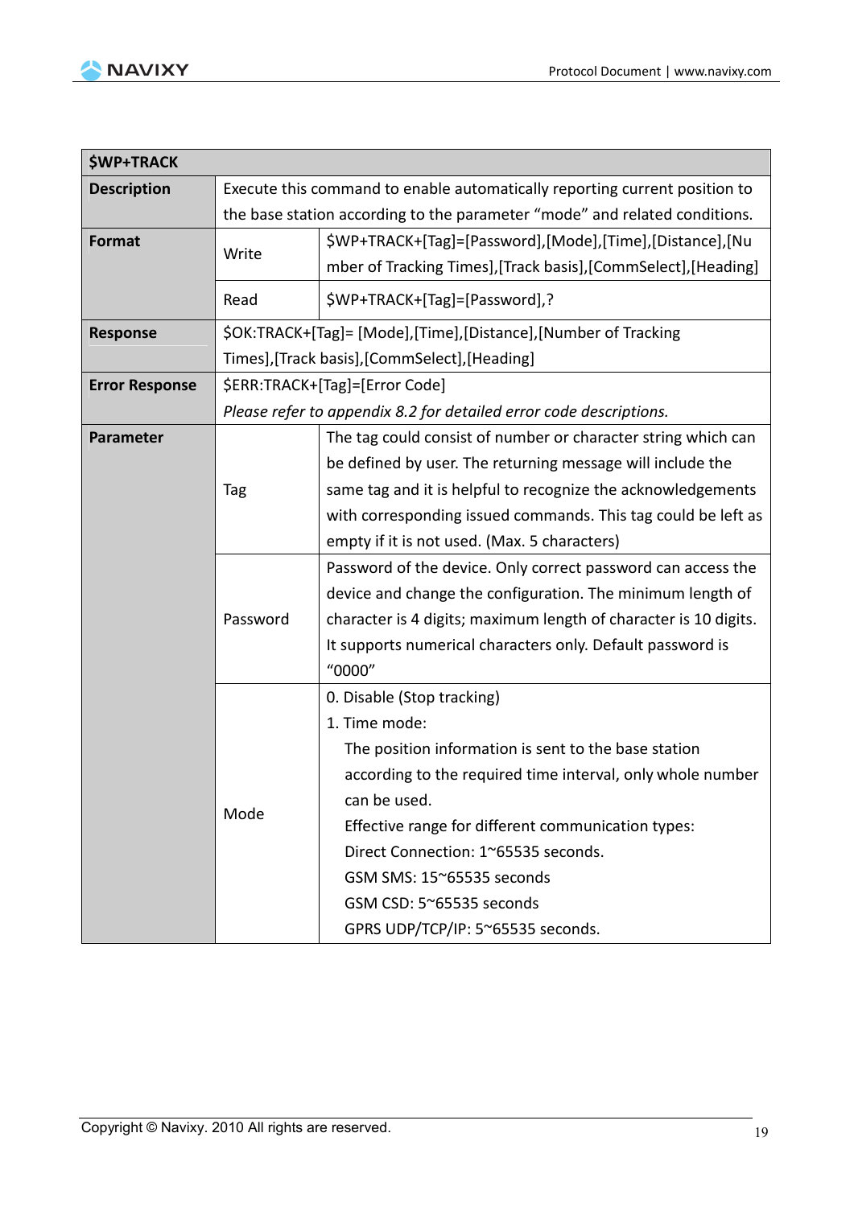| $WP+TRACK | | |
|---|---|---|
| **Description** | Execute this command to enable automatically reporting current position to the base station according to the parameter "mode" and related conditions. | |
| **Format** | Write | $WP+TRACK+[Tag]=[Password],[Mode],[Time],[Distance],[Number of Tracking Times],[Track basis],[CommSelect],[Heading] |
| | Read | $WP+TRACK+[Tag]=[Password],? |
| **Response** | $OK:TRACK+[Tag]= [Mode],[Time],[Distance],[Number of Tracking Times],[Track basis],[CommSelect],[Heading] | |
| **Error Response** | $ERR:TRACK+[Tag]=[Error Code]<br>*Please refer to appendix 8.2 for detailed error code descriptions.* | |
| **Parameter** | Tag | The tag could consist of number or character string which can be defined by user. The returning message will include the same tag and it is helpful to recognize the acknowledgements with corresponding issued commands. This tag could be left as empty if it is not used. (Max. 5 characters) |
| | Password | Password of the device. Only correct password can access the device and change the configuration. The minimum length of character is 4 digits; maximum length of character is 10 digits. It supports numerical characters only. Default password is "0000" |
| | Mode | 0. Disable (Stop tracking)<br>1. Time mode:<br>The position information is sent to the base station according to the required time interval, only whole number can be used.<br>Effective range for different communication types:<br>Direct Connection: 1~65535 seconds.<br>GSM SMS: 15~65535 seconds<br>GSM CSD: 5~65535 seconds<br>GPRS UDP/TCP/IP: 5~65535 seconds. |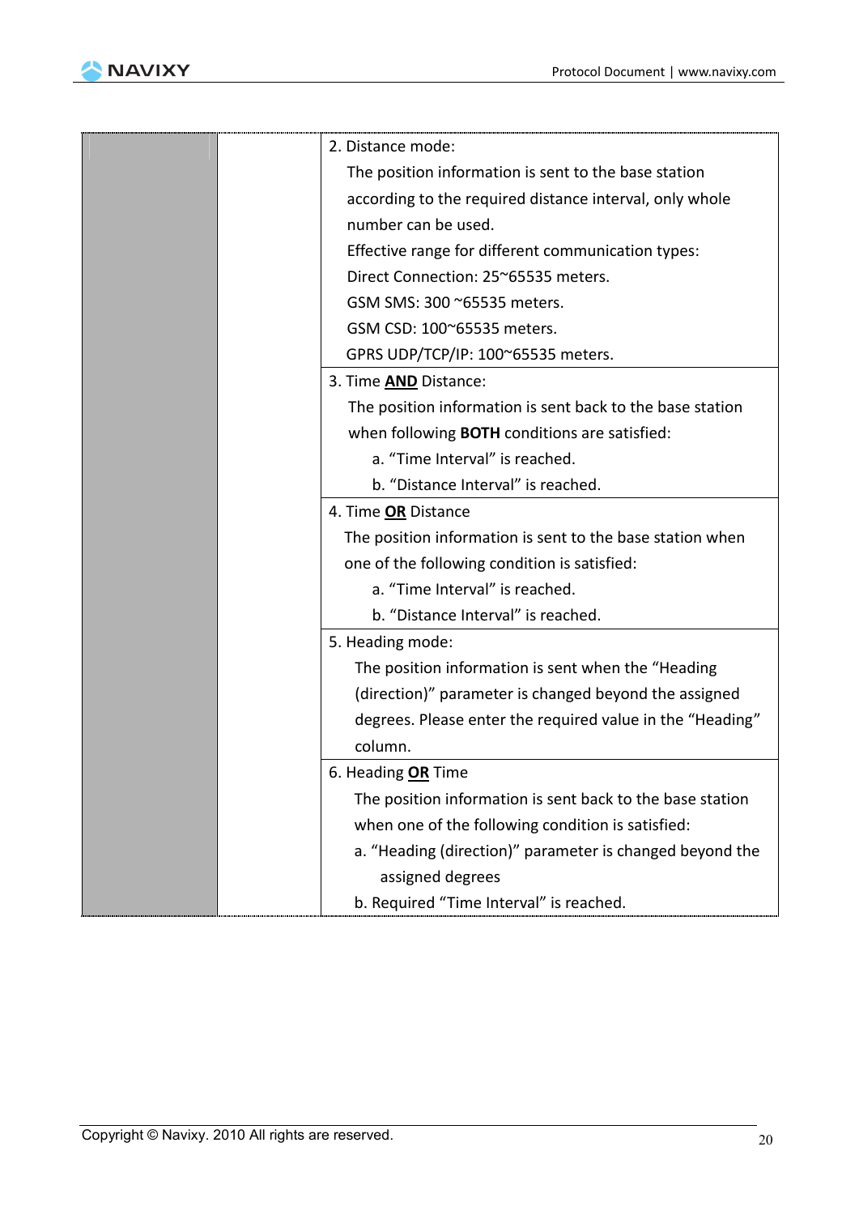| | | |
|---|---|---|
| | | 2. Distance mode:<br>The position information is sent to the base station according to the required distance interval, only whole number can be used.<br>Effective range for different communication types:<br>Direct Connection: 25~65535 meters.<br>GSM SMS: 300 ~65535 meters.<br>GSM CSD: 100~65535 meters.<br>GPRS UDP/TCP/IP: 100~65535 meters. |
| | | 3. Time **AND** Distance:<br>The position information is sent back to the base station when following **BOTH** conditions are satisfied:<br>a. “Time Interval” is reached.<br>b. “Distance Interval” is reached. |
| | | 4. Time **OR** Distance<br>The position information is sent to the base station when one of the following condition is satisfied:<br>a. “Time Interval” is reached.<br>b. “Distance Interval” is reached. |
| | | 5. Heading mode:<br>The position information is sent when the “Heading (direction)” parameter is changed beyond the assigned degrees. Please enter the required value in the “Heading” column. |
| | | 6. Heading **OR** Time<br>The position information is sent back to the base station when one of the following condition is satisfied:<br>a. “Heading (direction)” parameter is changed beyond the assigned degrees<br>b. Required “Time Interval” is reached. |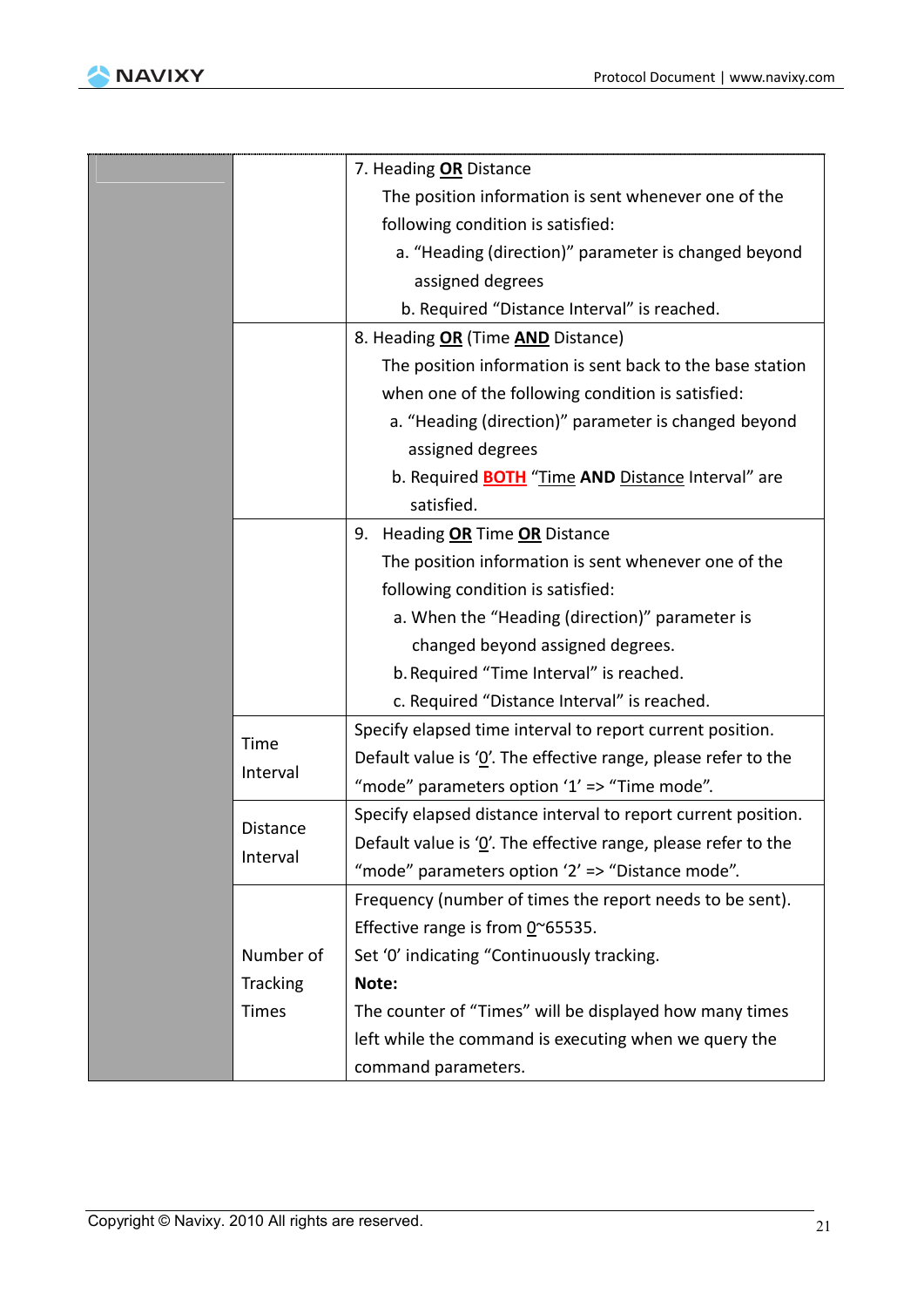| | | |
|---|---|---|
| | | 7. Heading **OR** Distance<br>The position information is sent whenever one of the following condition is satisfied:<br>a. "Heading (direction)" parameter is changed beyond assigned degrees<br>b. Required "Distance Interval" is reached. |
| | | 8. Heading **OR** (Time **AND** Distance)<br>The position information is sent back to the base station when one of the following condition is satisfied:<br>a. "Heading (direction)" parameter is changed beyond assigned degrees<br>b. Required **BOTH** "Time **AND** Distance Interval" are satisfied. |
| | | 9. Heading **OR** Time **OR** Distance<br>The position information is sent whenever one of the following condition is satisfied:<br>a. When the "Heading (direction)" parameter is changed beyond assigned degrees.<br>b. Required "Time Interval" is reached.<br>c. Required "Distance Interval" is reached. |
| | Time Interval | Specify elapsed time interval to report current position. Default value is '0'. The effective range, please refer to the "mode" parameters option '1' => "Time mode". |
| | Distance Interval | Specify elapsed distance interval to report current position. Default value is '0'. The effective range, please refer to the "mode" parameters option '2' => "Distance mode". |
| | Number of Tracking Times | Frequency (number of times the report needs to be sent). Effective range is from 0~65535.<br>Set '0' indicating "Continuously tracking.<br>**Note:**<br>The counter of "Times" will be displayed how many times left while the command is executing when we query the command parameters. |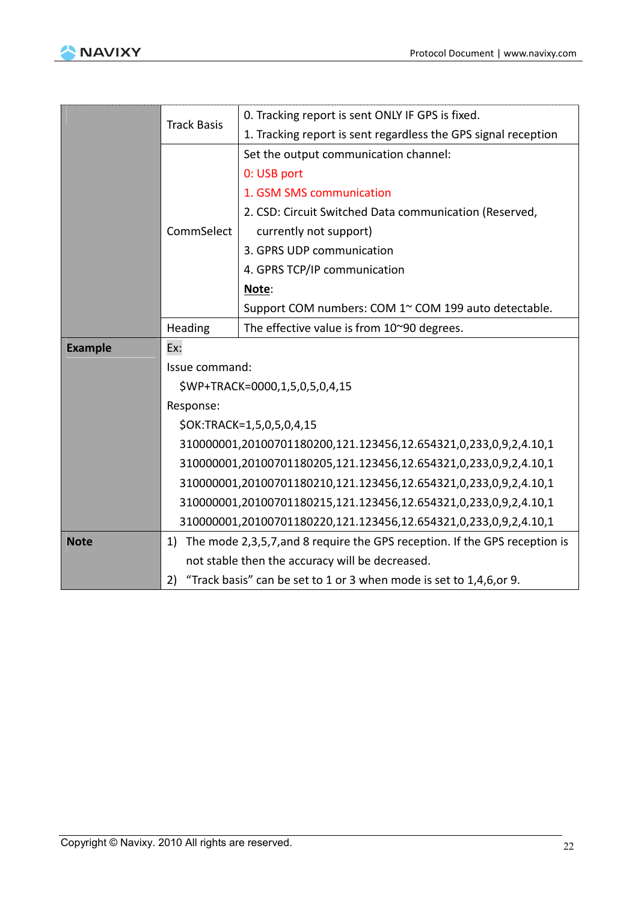| | | |
|---|---|---|
| | Track Basis | 0. Tracking report is sent ONLY IF GPS is fixed.<br>1. Tracking report is sent regardless the GPS signal reception |
| | CommSelect | Set the output communication channel:<br>0: USB port<br>1. GSM SMS communication<br>2. CSD: Circuit Switched Data communication (Reserved, currently not support)<br>3. GPRS UDP communication<br>4. GPRS TCP/IP communication<br>**Note**:<br>Support COM numbers: COM 1~ COM 199 auto detectable. |
| | Heading | The effective value is from 10~90 degrees. |
| **Example** | Ex:<br>Issue command:<br>$WP+TRACK=0000,1,5,0,5,0,4,15<br>Response:<br>$OK:TRACK=1,5,0,5,0,4,15<br>310000001,20100701180200,121.123456,12.654321,0,233,0,9,2,4.10,1<br>310000001,20100701180205,121.123456,12.654321,0,233,0,9,2,4.10,1<br>310000001,20100701180210,121.123456,12.654321,0,233,0,9,2,4.10,1<br>310000001,20100701180215,121.123456,12.654321,0,233,0,9,2,4.10,1<br>310000001,20100701180220,121.123456,12.654321,0,233,0,9,2,4.10,1 | |
| **Note** | 1) The mode 2,3,5,7,and 8 require the GPS reception. If the GPS reception is not stable then the accuracy will be decreased.<br>2) "Track basis" can be set to 1 or 3 when mode is set to 1,4,6,or 9. | |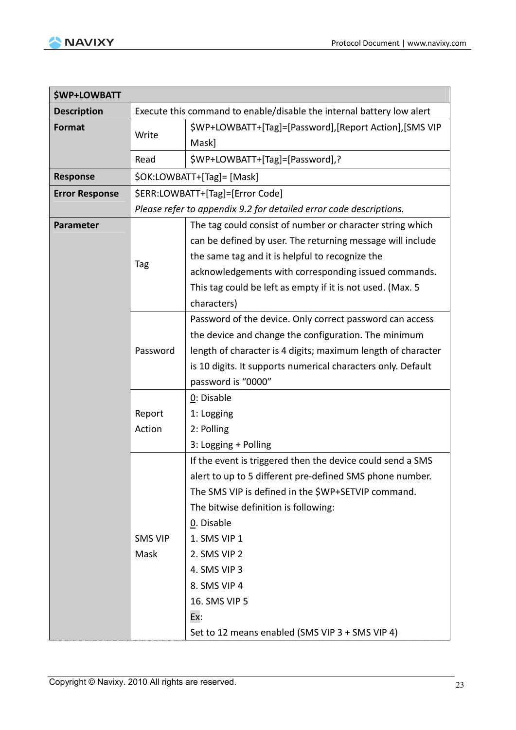| $WP+LOWBATT | | |
|---|---|---|
| **Description** | Execute this command to enable/disable the internal battery low alert | |
| **Format** | Write | $WP+LOWBATT+[Tag]=[Password],[Report Action],[SMS VIP Mask] |
| | Read | $WP+LOWBATT+[Tag]=[Password],? |
| **Response** | $OK:LOWBATT+[Tag]= [Mask] | |
| **Error Response** | $ERR:LOWBATT+[Tag]=[Error Code]<br>*Please refer to appendix 9.2 for detailed error code descriptions.* | |
| **Parameter** | Tag | The tag could consist of number or character string which can be defined by user. The returning message will include the same tag and it is helpful to recognize the acknowledgements with corresponding issued commands. This tag could be left as empty if it is not used. (Max. 5 characters) |
| | Password | Password of the device. Only correct password can access the device and change the configuration. The minimum length of character is 4 digits; maximum length of character is 10 digits. It supports numerical characters only. Default password is "0000" |
| | Report Action | 0: Disable<br>1: Logging<br>2: Polling<br>3: Logging + Polling |
| | SMS VIP Mask | If the event is triggered then the device could send a SMS alert to up to 5 different pre-defined SMS phone number. The SMS VIP is defined in the $WP+SETVIP command.<br>The bitwise definition is following:<br>0. Disable<br>1. SMS VIP 1<br>2. SMS VIP 2<br>4. SMS VIP 3<br>8. SMS VIP 4<br>16. SMS VIP 5<br>Ex:<br>Set to 12 means enabled (SMS VIP 3 + SMS VIP 4) |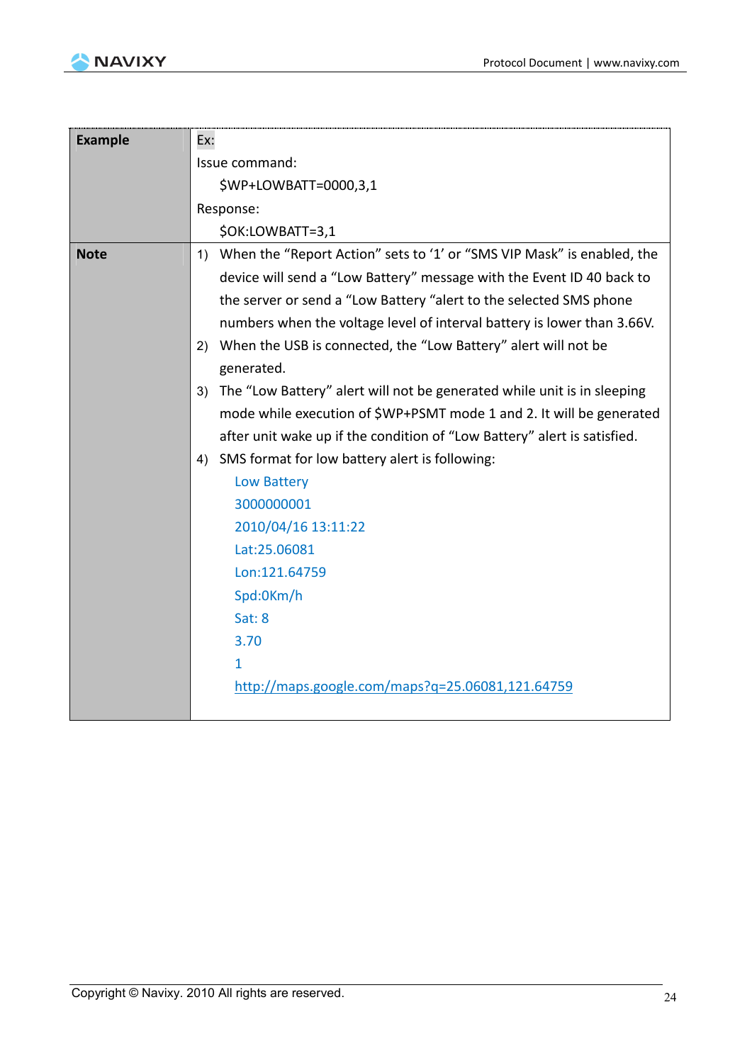| | |
|---|---|
| **Example** | Ex:<br>Issue command:<br>$WP+LOWBATT=0000,3,1<br>Response:<br>$OK:LOWBATT=3,1 |
| **Note** | 1) When the "Report Action" sets to '1' or "SMS VIP Mask" is enabled, the device will send a "Low Battery" message with the Event ID 40 back to the server or send a "Low Battery "alert to the selected SMS phone numbers when the voltage level of interval battery is lower than 3.66V.<br>2) When the USB is connected, the "Low Battery" alert will not be generated.<br>3) The "Low Battery" alert will not be generated while unit is in sleeping mode while execution of $WP+PSMT mode 1 and 2. It will be generated after unit wake up if the condition of "Low Battery" alert is satisfied.<br>4) SMS format for low battery alert is following:<br>Low Battery<br>3000000001<br>2010/04/16 13:11:22<br>Lat:25.06081<br>Lon:121.64759<br>Spd:0Km/h<br>Sat: 8<br>3.70<br>1<br>http://maps.google.com/maps?q=25.06081,121.64759 |

Copyright © Navixy. 2010 All rights are reserved.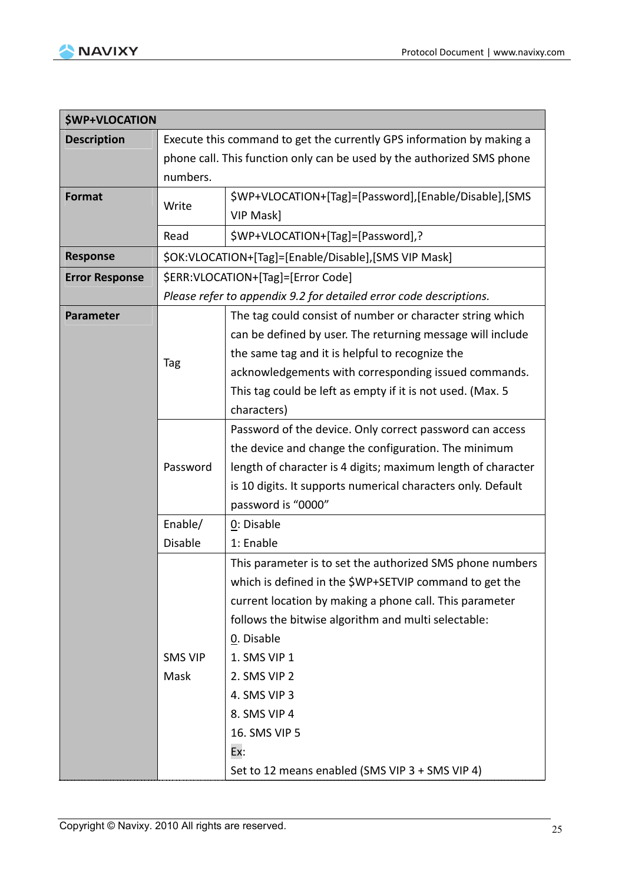| $WP+VLOCATION | | |
|---|---|---|
| **Description** | Execute this command to get the currently GPS information by making a phone call. This function only can be used by the authorized SMS phone numbers. | |
| **Format** | Write | $WP+VLOCATION+[Tag]=[Password],[Enable/Disable],[SMS VIP Mask] |
| | Read | $WP+VLOCATION+[Tag]=[Password],? |
| **Response** | $OK:VLOCATION+[Tag]=[Enable/Disable],[SMS VIP Mask] | |
| **Error Response** | $ERR:VLOCATION+[Tag]=[Error Code]<br>*Please refer to appendix 9.2 for detailed error code descriptions.* | |
| **Parameter** | Tag | The tag could consist of number or character string which can be defined by user. The returning message will include the same tag and it is helpful to recognize the acknowledgements with corresponding issued commands. This tag could be left as empty if it is not used. (Max. 5 characters) |
| | Password | Password of the device. Only correct password can access the device and change the configuration. The minimum length of character is 4 digits; maximum length of character is 10 digits. It supports numerical characters only. Default password is “0000” |
| | Enable/ Disable | <u>0</u>: Disable<br>1: Enable |
| | SMS VIP Mask | This parameter is to set the authorized SMS phone numbers which is defined in the $WP+SETVIP command to get the current location by making a phone call. This parameter follows the bitwise algorithm and multi selectable:<br><u>0</u>. Disable<br>1. SMS VIP 1<br>2. SMS VIP 2<br>4. SMS VIP 3<br>8. SMS VIP 4<br>16. SMS VIP 5<br>Ex:<br>Set to 12 means enabled (SMS VIP 3 + SMS VIP 4) |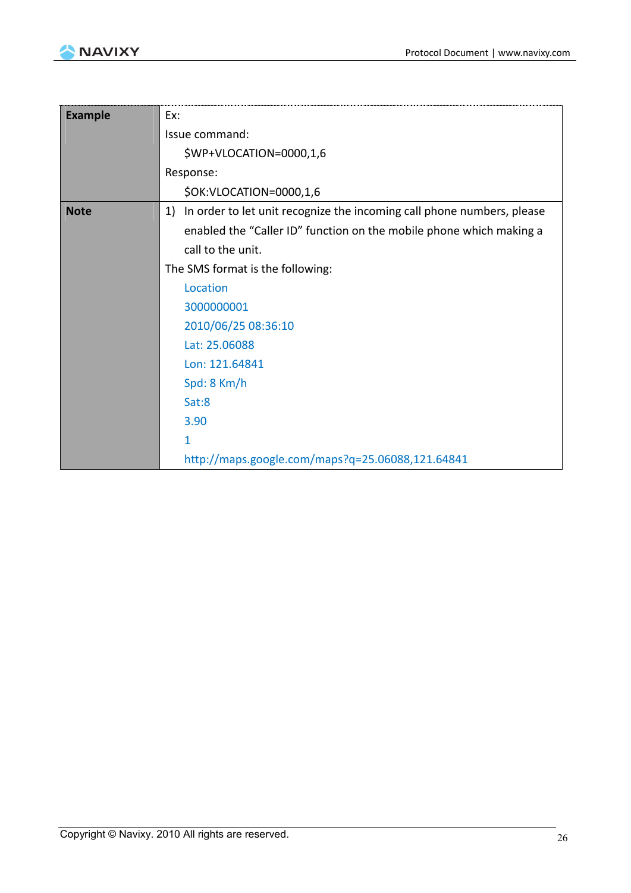| | |
|---|---|
| **Example** | Ex:<br>Issue command:<br>$WP+VLOCATION=0000,1,6<br>Response:<br>$OK:VLOCATION=0000,1,6 |
| **Note** | 1) In order to let unit recognize the incoming call phone numbers, please enabled the "Caller ID" function on the mobile phone which making a call to the unit.<br>The SMS format is the following:<br>Location<br>3000000001<br>2010/06/25 08:36:10<br>Lat: 25.06088<br>Lon: 121.64841<br>Spd: 8 Km/h<br>Sat:8<br>3.90<br>1<br>http://maps.google.com/maps?q=25.06088,121.64841 |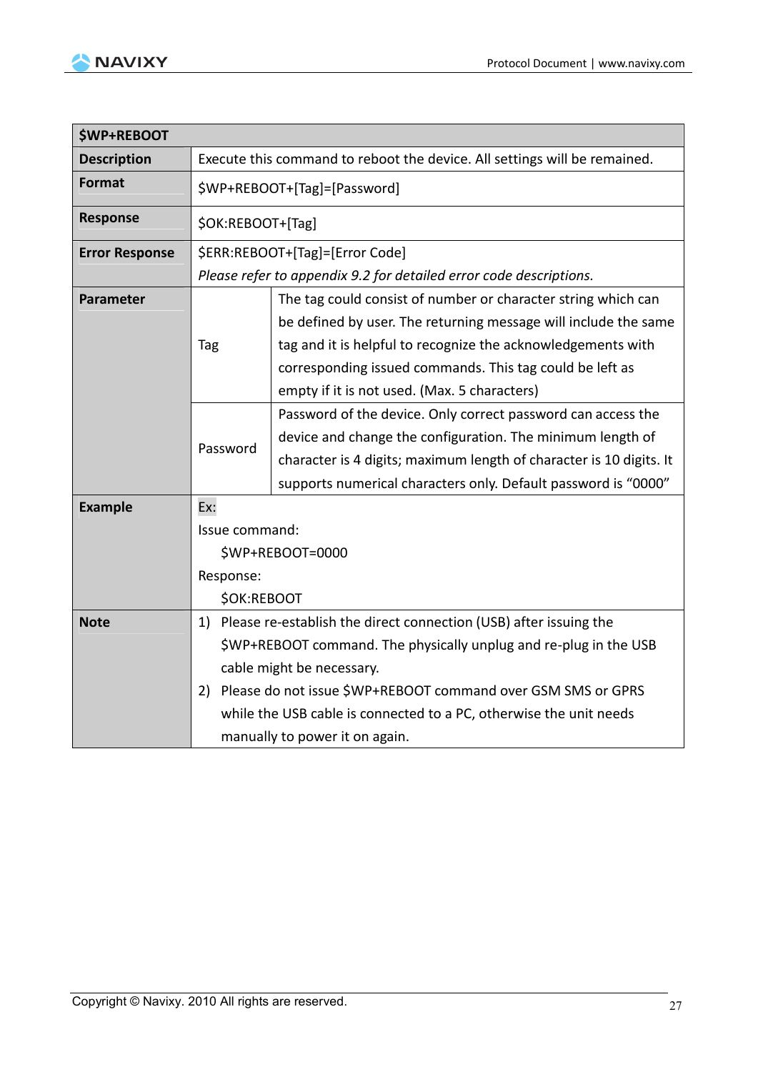| $WP+REBOOT | | |
|---|---|---|
| **Description** | Execute this command to reboot the device. All settings will be remained. | |
| **Format** | $WP+REBOOT+[Tag]=[Password] | |
| **Response** | $OK:REBOOT+[Tag] | |
| **Error Response** | $ERR:REBOOT+[Tag]=[Error Code]<br>*Please refer to appendix 9.2 for detailed error code descriptions.* | |
| **Parameter** | Tag | The tag could consist of number or character string which can be defined by user. The returning message will include the same tag and it is helpful to recognize the acknowledgements with corresponding issued commands. This tag could be left as empty if it is not used. (Max. 5 characters) |
| | Password | Password of the device. Only correct password can access the device and change the configuration. The minimum length of character is 4 digits; maximum length of character is 10 digits. It supports numerical characters only. Default password is "0000" |
| **Example** | Ex:<br>Issue command:<br>$WP+REBOOT=0000<br>Response:<br>$OK:REBOOT | |
| **Note** | 1) Please re-establish the direct connection (USB) after issuing the $WP+REBOOT command. The physically unplug and re-plug in the USB cable might be necessary.<br>2) Please do not issue $WP+REBOOT command over GSM SMS or GPRS while the USB cable is connected to a PC, otherwise the unit needs manually to power it on again. | |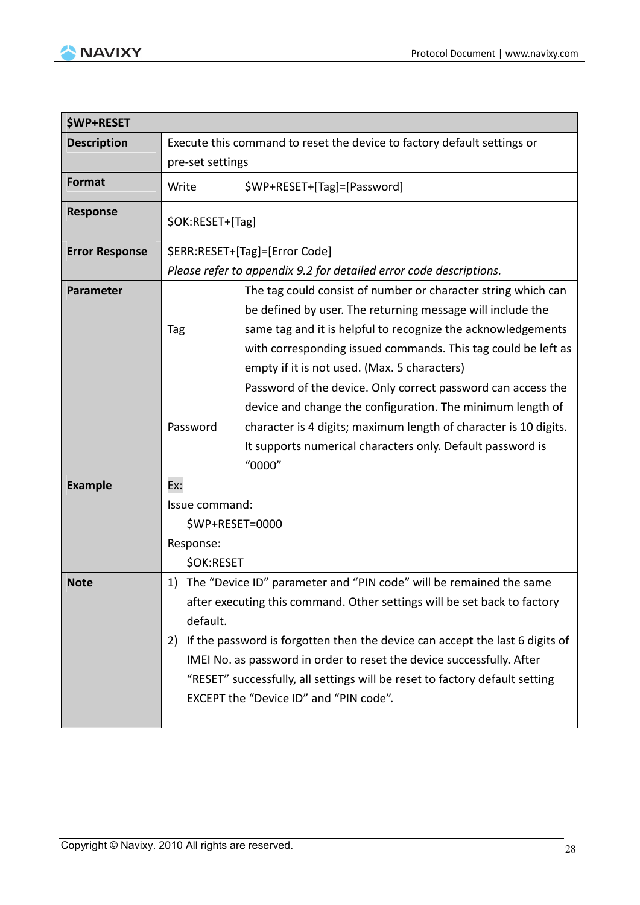| $WP+RESET | | |
|---|---|---|
| **Description** | Execute this command to reset the device to factory default settings or pre-set settings | |
| **Format** | Write | $WP+RESET+[Tag]=[Password] |
| **Response** | $OK:RESET+[Tag] | |
| **Error Response** | $ERR:RESET+[Tag]=[Error Code]<br>*Please refer to appendix 9.2 for detailed error code descriptions.* | |
| **Parameter** | Tag | The tag could consist of number or character string which can be defined by user. The returning message will include the same tag and it is helpful to recognize the acknowledgements with corresponding issued commands. This tag could be left as empty if it is not used. (Max. 5 characters) |
| | Password | Password of the device. Only correct password can access the device and change the configuration. The minimum length of character is 4 digits; maximum length of character is 10 digits. It supports numerical characters only. Default password is "0000" |
| **Example** | Ex:<br>Issue command:<br>$WP+RESET=0000<br>Response:<br>$OK:RESET | |
| **Note** | 1) The "Device ID" parameter and "PIN code" will be remained the same after executing this command. Other settings will be set back to factory default.<br>2) If the password is forgotten then the device can accept the last 6 digits of IMEI No. as password in order to reset the device successfully. After "RESET" successfully, all settings will be reset to factory default setting EXCEPT the "Device ID" and "PIN code". | |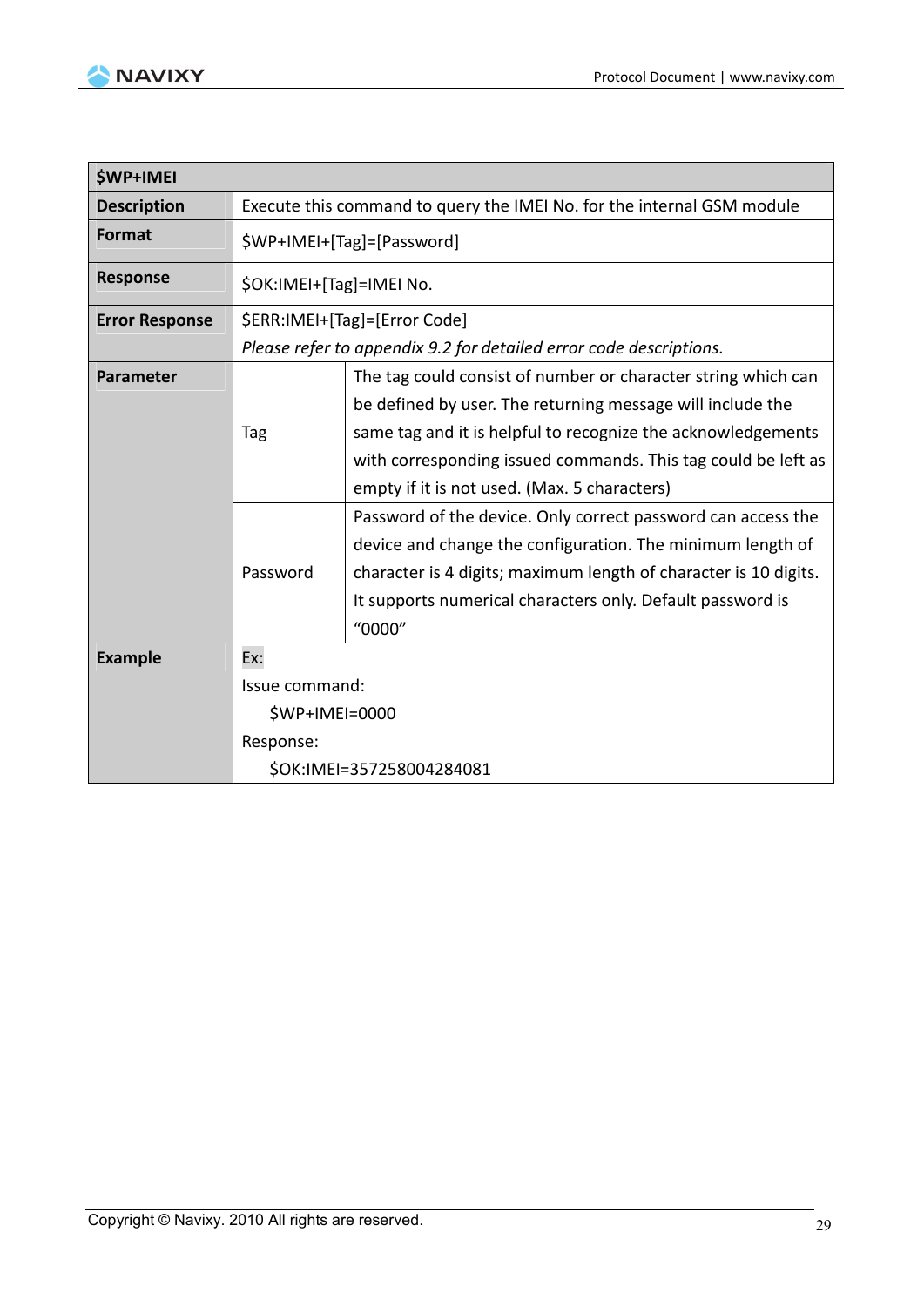| $WP+IMEI | | |
|---|---|---|
| **Description** | Execute this command to query the IMEI No. for the internal GSM module | |
| **Format** | $WP+IMEI+[Tag]=[Password] | |
| **Response** | $OK:IMEI+[Tag]=IMEI No. | |
| **Error Response** | $ERR:IMEI+[Tag]=[Error Code]<br>*Please refer to appendix 9.2 for detailed error code descriptions.* | |
| **Parameter** | Tag | The tag could consist of number or character string which can be defined by user. The returning message will include the same tag and it is helpful to recognize the acknowledgements with corresponding issued commands. This tag could be left as empty if it is not used. (Max. 5 characters) |
| | Password | Password of the device. Only correct password can access the device and change the configuration. The minimum length of character is 4 digits; maximum length of character is 10 digits. It supports numerical characters only. Default password is "0000" |
| **Example** | Ex:<br>Issue command:<br>$WP+IMEI=0000<br>Response:<br>$OK:IMEI=357258004284081 | |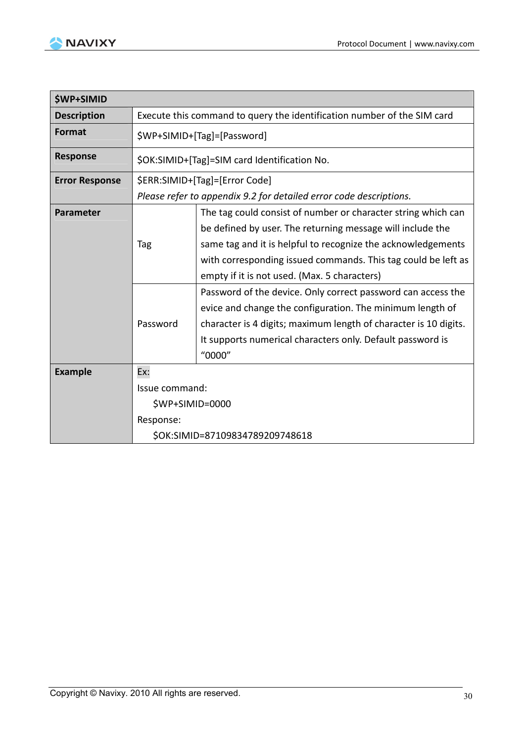| $WP+SIMID | | |
|---|---|---|
| **Description** | Execute this command to query the identification number of the SIM card | |
| **Format** | $WP+SIMID+[Tag]=[Password] | |
| **Response** | $OK:SIMID+[Tag]=SIM card Identification No. | |
| **Error Response** | $ERR:SIMID+[Tag]=[Error Code]<br>*Please refer to appendix 9.2 for detailed error code descriptions.* | |
| **Parameter** | Tag | The tag could consist of number or character string which can be defined by user. The returning message will include the same tag and it is helpful to recognize the acknowledgements with corresponding issued commands. This tag could be left as empty if it is not used. (Max. 5 characters) |
| | Password | Password of the device. Only correct password can access the evice and change the configuration. The minimum length of character is 4 digits; maximum length of character is 10 digits. It supports numerical characters only. Default password is “0000” |
| **Example** | Ex:<br>Issue command:<br>$WP+SIMID=0000<br>Response:<br>$OK:SIMID=87109834789209748618 | |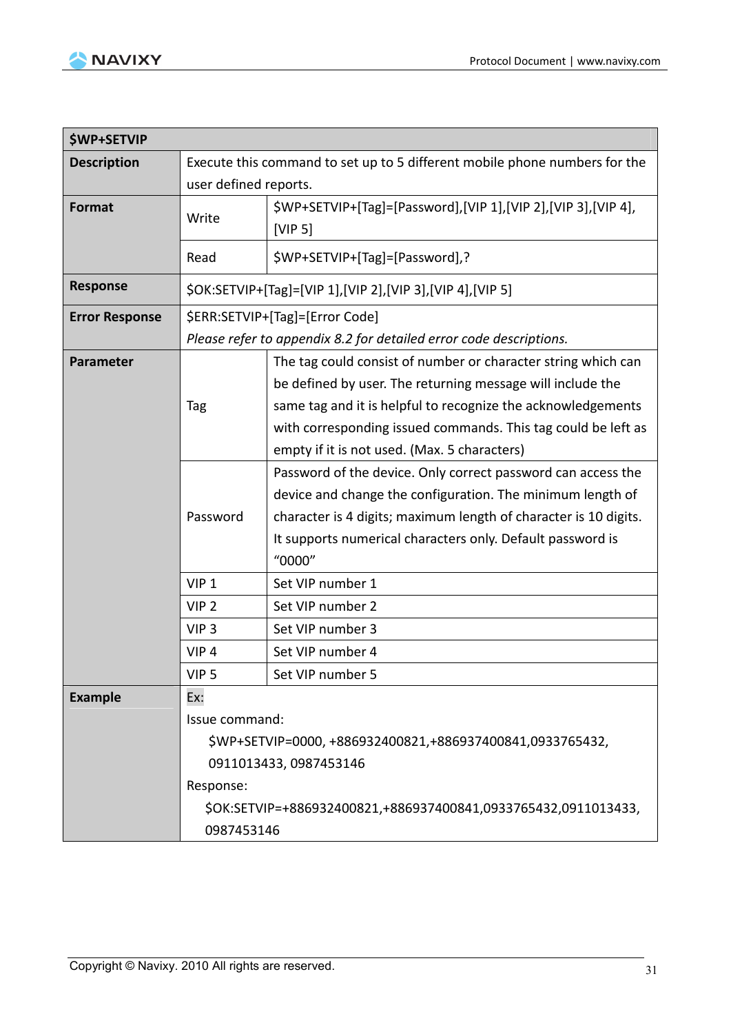| $WP+SETVIP | | |
|---|---|---|
| **Description** | Execute this command to set up to 5 different mobile phone numbers for the user defined reports. | |
| **Format** | Write | $WP+SETVIP+[Tag]=[Password],[VIP 1],[VIP 2],[VIP 3],[VIP 4],[VIP 5] |
| | Read | $WP+SETVIP+[Tag]=[Password],? |
| **Response** | $OK:SETVIP+[Tag]=[VIP 1],[VIP 2],[VIP 3],[VIP 4],[VIP 5] | |
| **Error Response** | $ERR:SETVIP+[Tag]=[Error Code]<br>*Please refer to appendix 8.2 for detailed error code descriptions.* | |
| **Parameter** | Tag | The tag could consist of number or character string which can be defined by user. The returning message will include the same tag and it is helpful to recognize the acknowledgements with corresponding issued commands. This tag could be left as empty if it is not used. (Max. 5 characters) |
| | Password | Password of the device. Only correct password can access the device and change the configuration. The minimum length of character is 4 digits; maximum length of character is 10 digits. It supports numerical characters only. Default password is "0000" |
| | VIP 1 | Set VIP number 1 |
| | VIP 2 | Set VIP number 2 |
| | VIP 3 | Set VIP number 3 |
| | VIP 4 | Set VIP number 4 |
| | VIP 5 | Set VIP number 5 |
| **Example** | Ex:<br>Issue command:<br>$WP+SETVIP=0000, +886932400821,+886937400841,0933765432, 0911013433, 0987453146<br>Response:<br>$OK:SETVIP=+886932400821,+886937400841,0933765432,0911013433, 0987453146 | |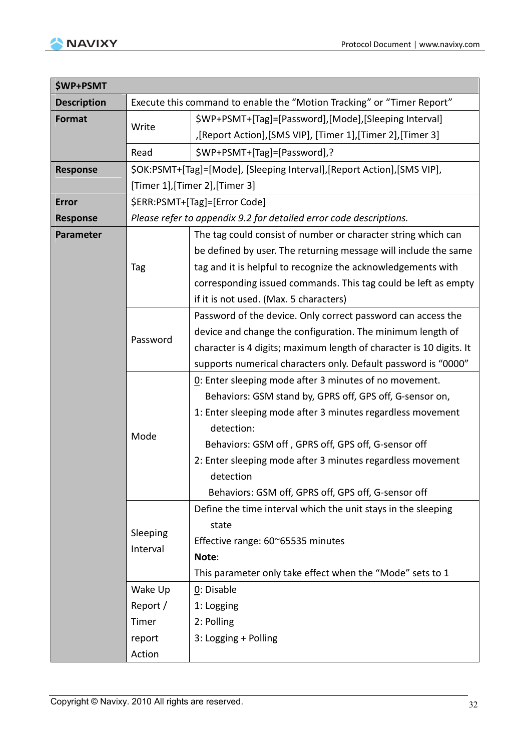| $WP+PSMT | | |
|---|---|---|
| **Description** | Execute this command to enable the “Motion Tracking” or “Timer Report” | |
| **Format** | Write | $WP+PSMT+[Tag]=[Password],[Mode],[Sleeping Interval] ,[Report Action],[SMS VIP], [Timer 1],[Timer 2],[Timer 3] |
| | Read | $WP+PSMT+[Tag]=[Password],? |
| **Response** | $OK:PSMT+[Tag]=[Mode], [Sleeping Interval],[Report Action],[SMS VIP], [Timer 1],[Timer 2],[Timer 3] | |
| **Error Response** | $ERR:PSMT+[Tag]=[Error Code]<br>*Please refer to appendix 9.2 for detailed error code descriptions.* | |
| **Parameter** | Tag | The tag could consist of number or character string which can be defined by user. The returning message will include the same tag and it is helpful to recognize the acknowledgements with corresponding issued commands. This tag could be left as empty if it is not used. (Max. 5 characters) |
| | Password | Password of the device. Only correct password can access the device and change the configuration. The minimum length of character is 4 digits; maximum length of character is 10 digits. It supports numerical characters only. Default password is “0000” |
| | Mode | <u>0</u>: Enter sleeping mode after 3 minutes of no movement.<br>Behaviors: GSM stand by, GPRS off, GPS off, G-sensor on,<br>1: Enter sleeping mode after 3 minutes regardless movement detection:<br>Behaviors: GSM off , GPRS off, GPS off, G-sensor off<br>2: Enter sleeping mode after 3 minutes regardless movement detection<br>Behaviors: GSM off, GPRS off, GPS off, G-sensor off |
| | Sleeping Interval | Define the time interval which the unit stays in the sleeping state<br>Effective range: 60~65535 minutes<br>**Note**:<br>This parameter only take effect when the “Mode” sets to 1 |
| | Wake Up Report / Timer report Action | <u>0</u>: Disable<br>1: Logging<br>2: Polling<br>3: Logging + Polling |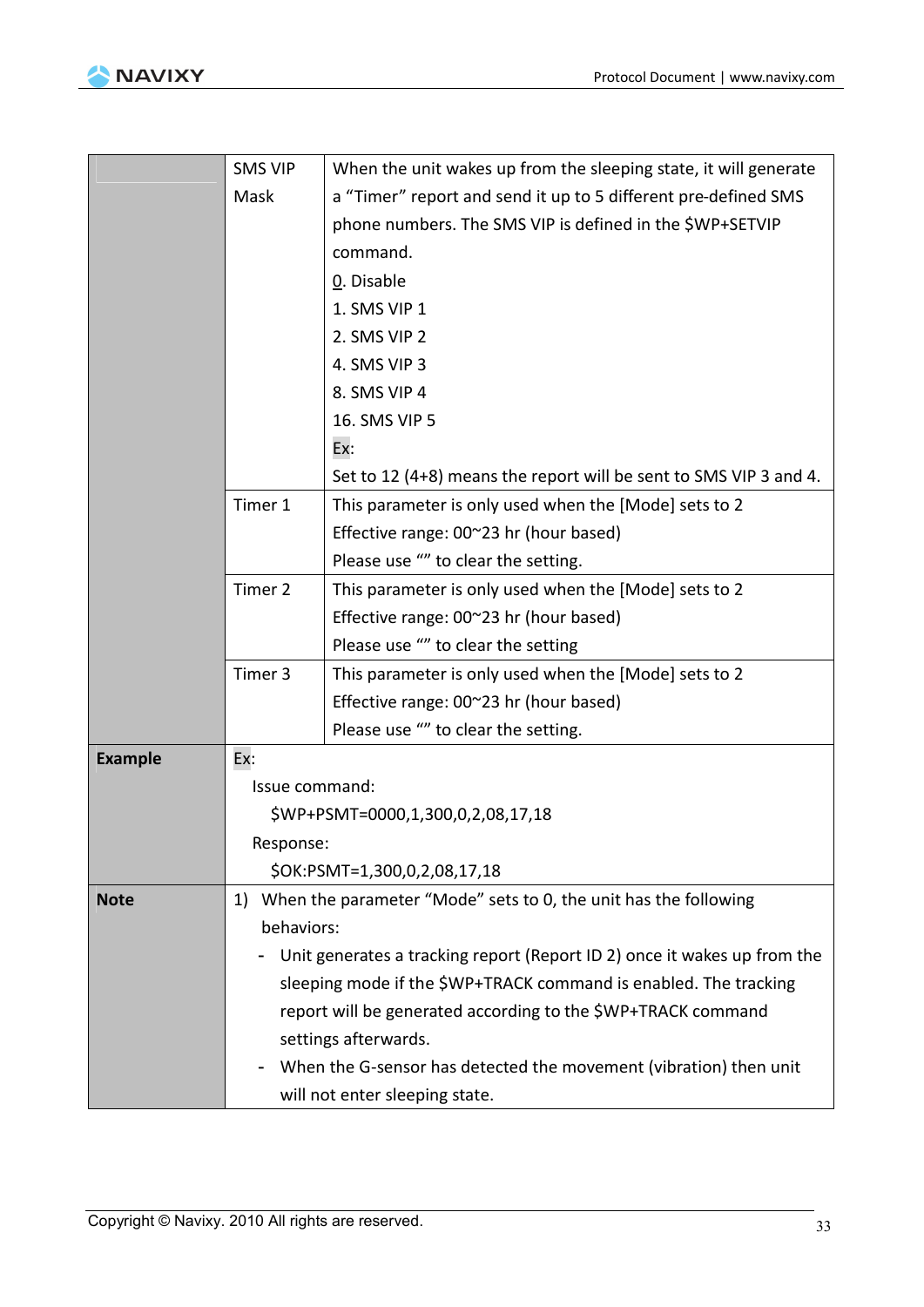| | | |
|---|---|---|
| | SMS VIP Mask | When the unit wakes up from the sleeping state, it will generate a "Timer" report and send it up to 5 different pre-defined SMS phone numbers. The SMS VIP is defined in the $WP+SETVIP command.<br>0. Disable<br>1. SMS VIP 1<br>2. SMS VIP 2<br>4. SMS VIP 3<br>8. SMS VIP 4<br>16. SMS VIP 5<br>Ex:<br>Set to 12 (4+8) means the report will be sent to SMS VIP 3 and 4. |
| | Timer 1 | This parameter is only used when the [Mode] sets to 2<br>Effective range: 00~23 hr (hour based)<br>Please use "" to clear the setting. |
| | Timer 2 | This parameter is only used when the [Mode] sets to 2<br>Effective range: 00~23 hr (hour based)<br>Please use "" to clear the setting |
| | Timer 3 | This parameter is only used when the [Mode] sets to 2<br>Effective range: 00~23 hr (hour based)<br>Please use "" to clear the setting. |
| **Example** | Ex:<br>Issue command:<br>$WP+PSMT=0000,1,300,0,2,08,17,18<br>Response:<br>$OK:PSMT=1,300,0,2,08,17,18 | |
| **Note** | 1) When the parameter "Mode" sets to 0, the unit has the following behaviors:<br>- Unit generates a tracking report (Report ID 2) once it wakes up from the sleeping mode if the $WP+TRACK command is enabled. The tracking report will be generated according to the $WP+TRACK command settings afterwards.<br>- When the G-sensor has detected the movement (vibration) then unit will not enter sleeping state. | |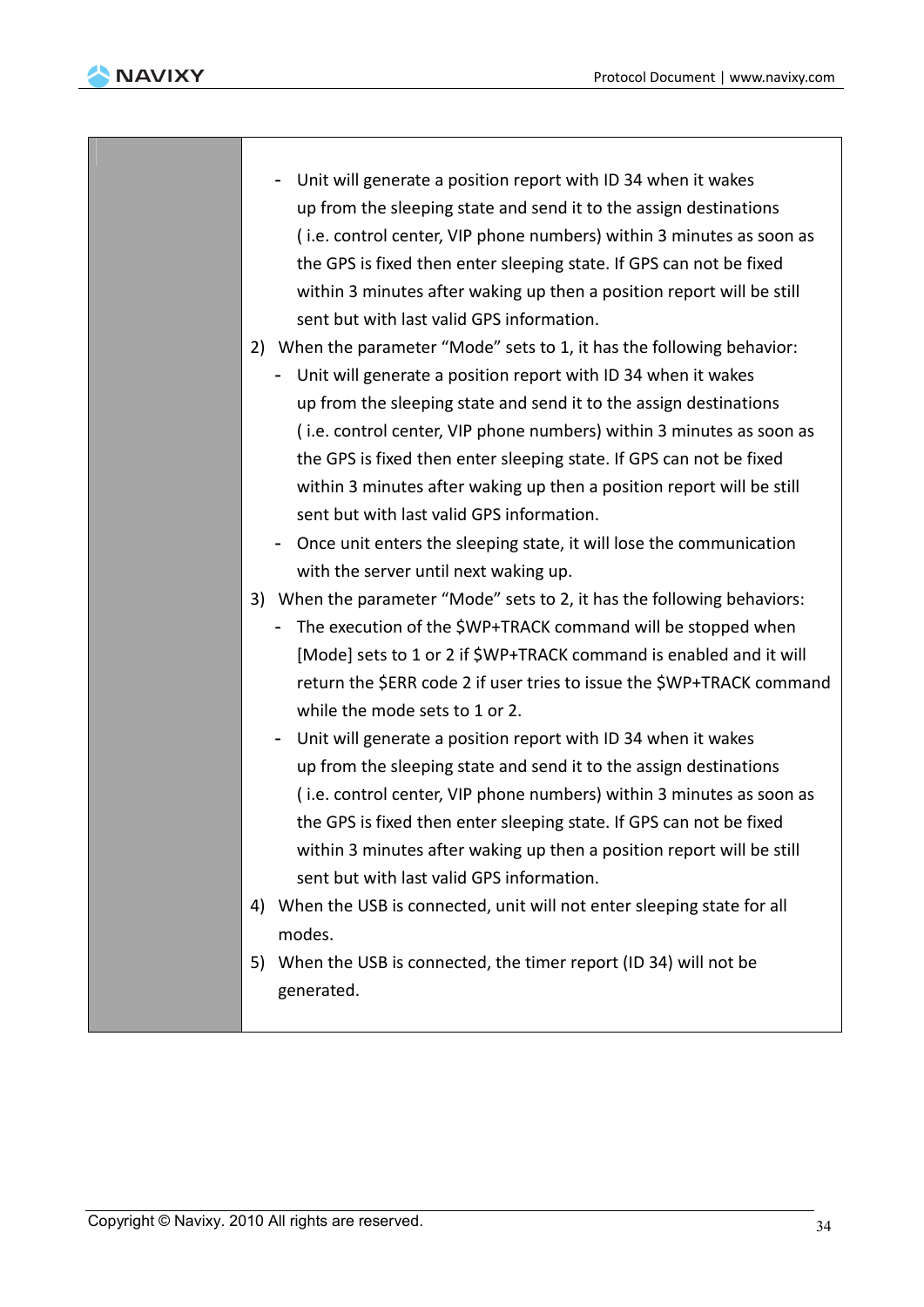| | |
|---|---|
| | - Unit will generate a position report with ID 34 when it wakes up from the sleeping state and send it to the assign destinations ( i.e. control center, VIP phone numbers) within 3 minutes as soon as the GPS is fixed then enter sleeping state. If GPS can not be fixed within 3 minutes after waking up then a position report will be still sent but with last valid GPS information.<br>2) When the parameter "Mode" sets to 1, it has the following behavior:<br>- Unit will generate a position report with ID 34 when it wakes up from the sleeping state and send it to the assign destinations ( i.e. control center, VIP phone numbers) within 3 minutes as soon as the GPS is fixed then enter sleeping state. If GPS can not be fixed within 3 minutes after waking up then a position report will be still sent but with last valid GPS information.<br>- Once unit enters the sleeping state, it will lose the communication with the server until next waking up.<br>3) When the parameter "Mode" sets to 2, it has the following behaviors:<br>- The execution of the $WP+TRACK command will be stopped when [Mode] sets to 1 or 2 if $WP+TRACK command is enabled and it will return the $ERR code 2 if user tries to issue the $WP+TRACK command while the mode sets to 1 or 2.<br>- Unit will generate a position report with ID 34 when it wakes up from the sleeping state and send it to the assign destinations ( i.e. control center, VIP phone numbers) within 3 minutes as soon as the GPS is fixed then enter sleeping state. If GPS can not be fixed within 3 minutes after waking up then a position report will be still sent but with last valid GPS information.<br>4) When the USB is connected, unit will not enter sleeping state for all modes.<br>5) When the USB is connected, the timer report (ID 34) will not be generated. |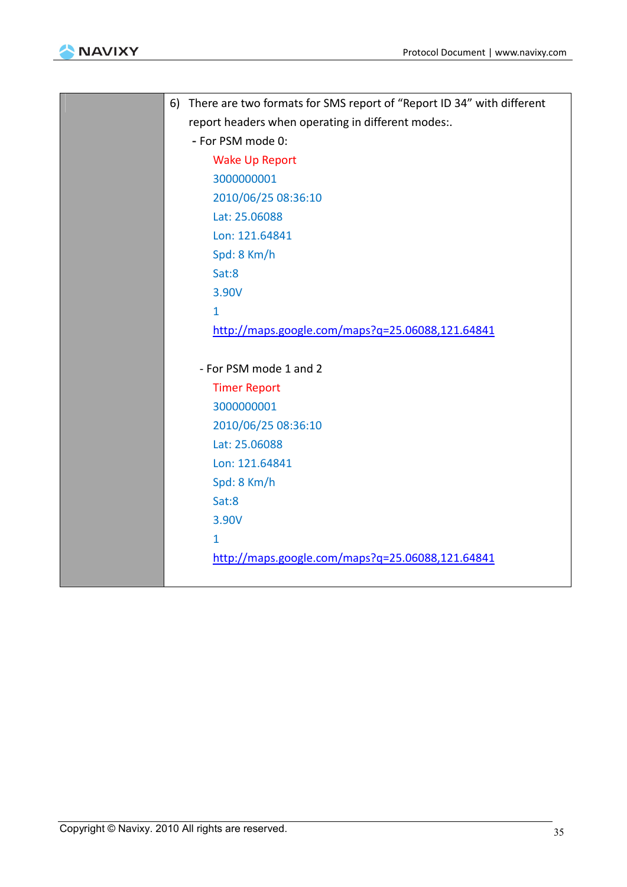| | 6) There are two formats for SMS report of "Report ID 34" with different report headers when operating in different modes:.<br>- For PSM mode 0:<br>Wake Up Report<br>3000000001<br>2010/06/25 08:36:10<br>Lat: 25.06088<br>Lon: 121.64841<br>Spd: 8 Km/h<br>Sat:8<br>3.90V<br>1<br>http://maps.google.com/maps?q=25.06088,121.64841<br><br>- For PSM mode 1 and 2<br>Timer Report<br>3000000001<br>2010/06/25 08:36:10<br>Lat: 25.06088<br>Lon: 121.64841<br>Spd: 8 Km/h<br>Sat:8<br>3.90V<br>1<br>http://maps.google.com/maps?q=25.06088,121.64841 |
|---|---|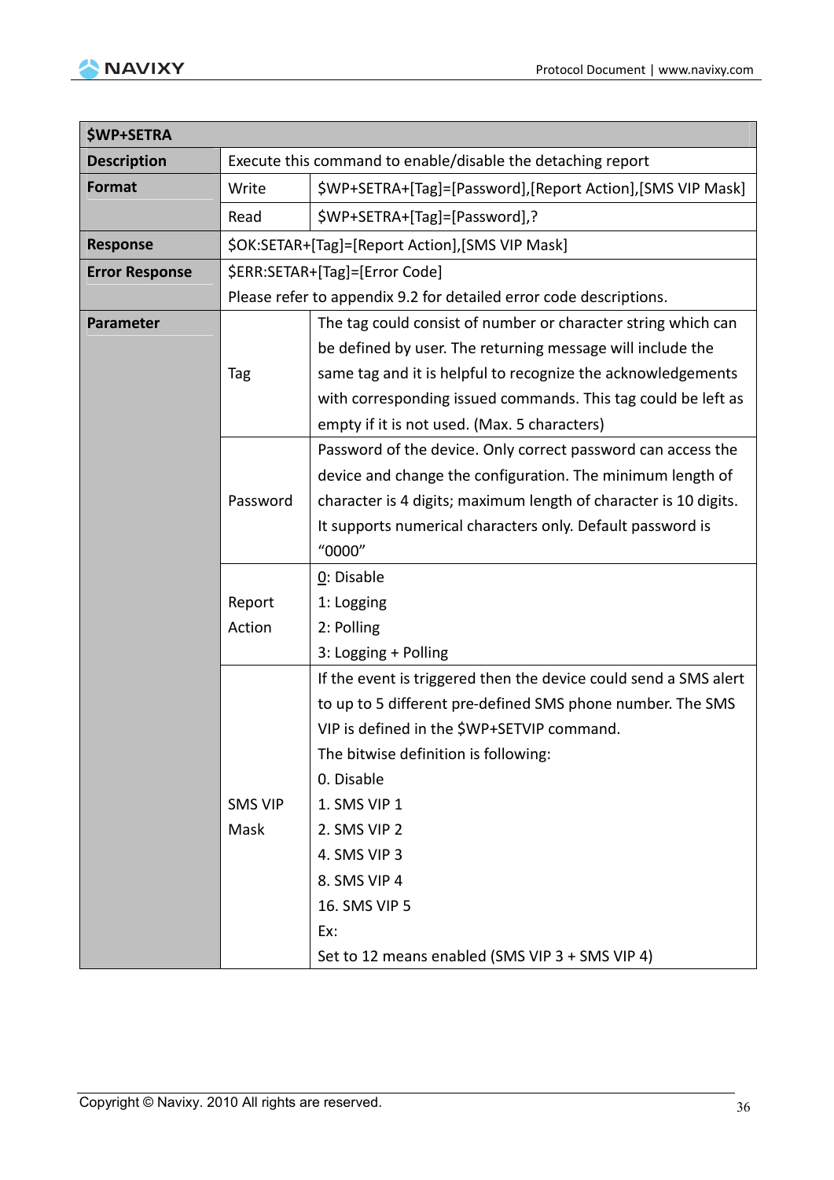| $WP+SETRA | | |
|---|---|---|
| **Description** | Execute this command to enable/disable the detaching report | |
| **Format** | Write | $WP+SETRA+[Tag]=[Password],[Report Action],[SMS VIP Mask] |
| | Read | $WP+SETRA+[Tag]=[Password],? |
| **Response** | $OK:SETAR+[Tag]=[Report Action],[SMS VIP Mask] | |
| **Error Response** | $ERR:SETAR+[Tag]=[Error Code]<br>Please refer to appendix 9.2 for detailed error code descriptions. | |
| **Parameter** | Tag | The tag could consist of number or character string which can be defined by user. The returning message will include the same tag and it is helpful to recognize the acknowledgements with corresponding issued commands. This tag could be left as empty if it is not used. (Max. 5 characters) |
| | Password | Password of the device. Only correct password can access the device and change the configuration. The minimum length of character is 4 digits; maximum length of character is 10 digits. It supports numerical characters only. Default password is "0000" |
| | Report Action | 0: Disable<br>1: Logging<br>2: Polling<br>3: Logging + Polling |
| | SMS VIP Mask | If the event is triggered then the device could send a SMS alert to up to 5 different pre-defined SMS phone number. The SMS VIP is defined in the $WP+SETVIP command.<br>The bitwise definition is following:<br>0. Disable<br>1. SMS VIP 1<br>2. SMS VIP 2<br>4. SMS VIP 3<br>8. SMS VIP 4<br>16. SMS VIP 5<br>Ex:<br>Set to 12 means enabled (SMS VIP 3 + SMS VIP 4) |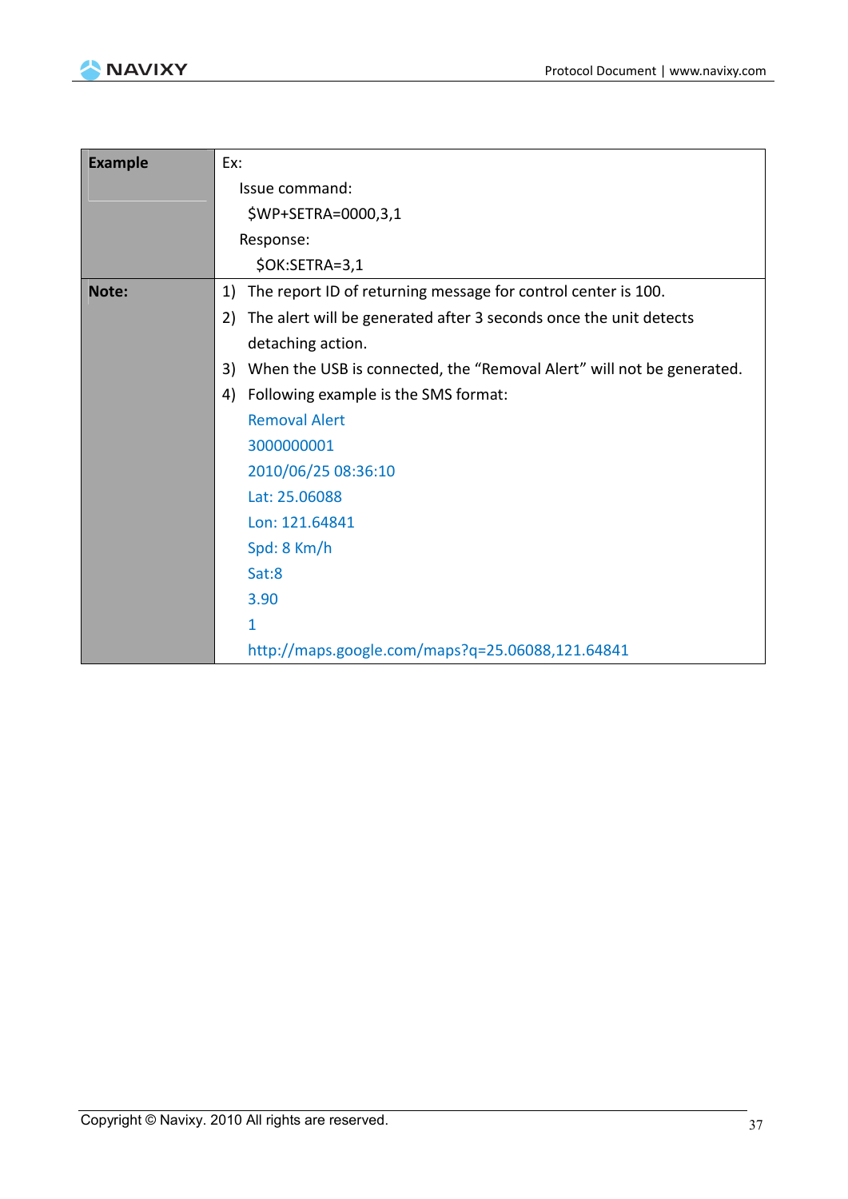| | |
|---|---|
| **Example** | Ex:<br>Issue command:<br>$WP+SETRA=0000,3,1<br>Response:<br>$OK:SETRA=3,1 |
| **Note:** | 1) The report ID of returning message for control center is 100.<br>2) The alert will be generated after 3 seconds once the unit detects detaching action.<br>3) When the USB is connected, the "Removal Alert" will not be generated.<br>4) Following example is the SMS format:<br>Removal Alert<br>3000000001<br>2010/06/25 08:36:10<br>Lat: 25.06088<br>Lon: 121.64841<br>Spd: 8 Km/h<br>Sat:8<br>3.90<br>1<br>http://maps.google.com/maps?q=25.06088,121.64841 |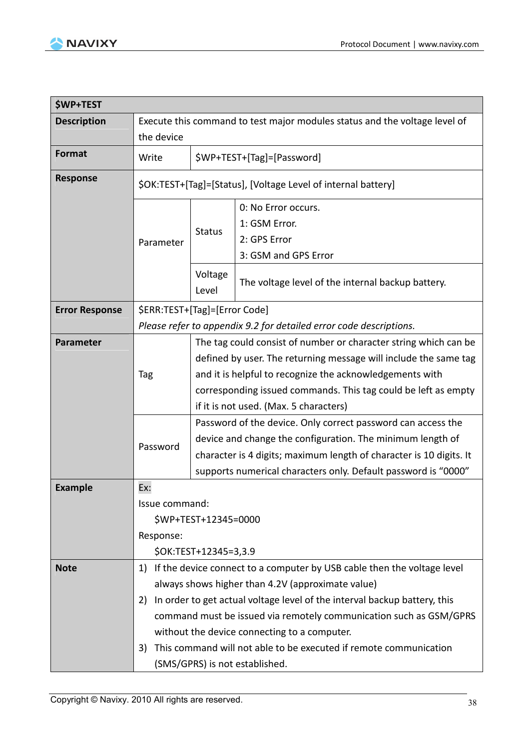| $WP+TEST | | | |
|---|---|---|---|
| **Description** | Execute this command to test major modules status and the voltage level of the device | | |
| **Format** | Write | $WP+TEST+[Tag]=[Password] | |
| **Response** | $OK:TEST+[Tag]=[Status], [Voltage Level of internal battery] | | |
| | Parameter | Status | 0: No Error occurs.<br>1: GSM Error.<br>2: GPS Error<br>3: GSM and GPS Error |
| | | Voltage Level | The voltage level of the internal backup battery. |
| **Error Response** | $ERR:TEST+[Tag]=[Error Code]<br>*Please refer to appendix 9.2 for detailed error code descriptions.* | | |
| **Parameter** | Tag | The tag could consist of number or character string which can be defined by user. The returning message will include the same tag and it is helpful to recognize the acknowledgements with corresponding issued commands. This tag could be left as empty if it is not used. (Max. 5 characters) | |
| | Password | Password of the device. Only correct password can access the device and change the configuration. The minimum length of character is 4 digits; maximum length of character is 10 digits. It supports numerical characters only. Default password is "0000" | |
| **Example** | Ex:<br>Issue command:<br>$WP+TEST+12345=0000<br>Response:<br>$OK:TEST+12345=3,3.9 | | |
| **Note** | 1) If the device connect to a computer by USB cable then the voltage level always shows higher than 4.2V (approximate value)<br>2) In order to get actual voltage level of the interval backup battery, this command must be issued via remotely communication such as GSM/GPRS without the device connecting to a computer.<br>3) This command will not able to be executed if remote communication (SMS/GPRS) is not established. | | |

Copyright © Navixy. 2010 All rights are reserved.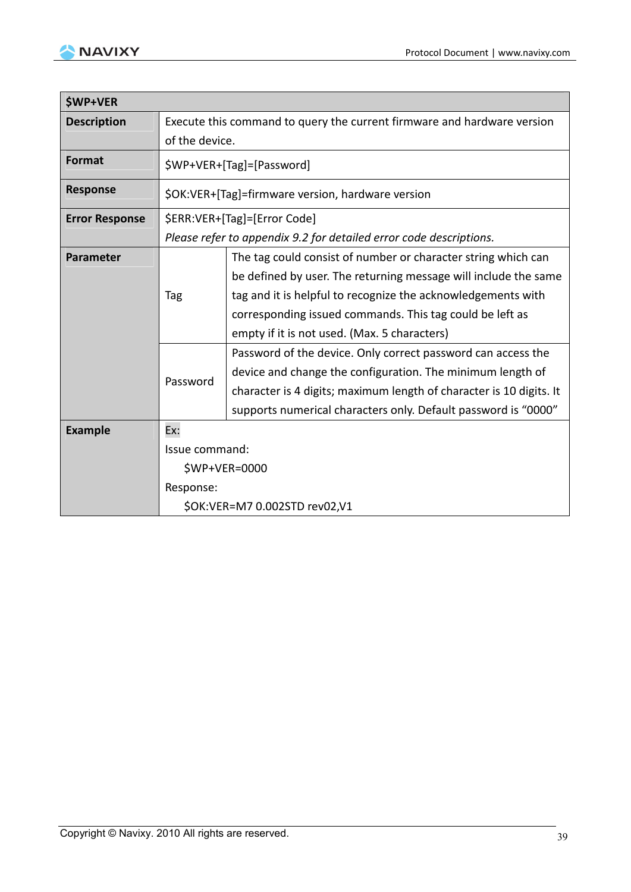| $WP+VER | | |
|---|---|---|
| **Description** | Execute this command to query the current firmware and hardware version of the device. | |
| **Format** | $WP+VER+[Tag]=[Password] | |
| **Response** | $OK:VER+[Tag]=firmware version, hardware version | |
| **Error Response** | $ERR:VER+[Tag]=[Error Code]<br>*Please refer to appendix 9.2 for detailed error code descriptions.* | |
| **Parameter** | Tag | The tag could consist of number or character string which can be defined by user. The returning message will include the same tag and it is helpful to recognize the acknowledgements with corresponding issued commands. This tag could be left as empty if it is not used. (Max. 5 characters) |
| | Password | Password of the device. Only correct password can access the device and change the configuration. The minimum length of character is 4 digits; maximum length of character is 10 digits. It supports numerical characters only. Default password is “0000” |
| **Example** | Ex:<br>Issue command:<br>$WP+VER=0000<br>Response:<br>$OK:VER=M7 0.002STD rev02,V1 | |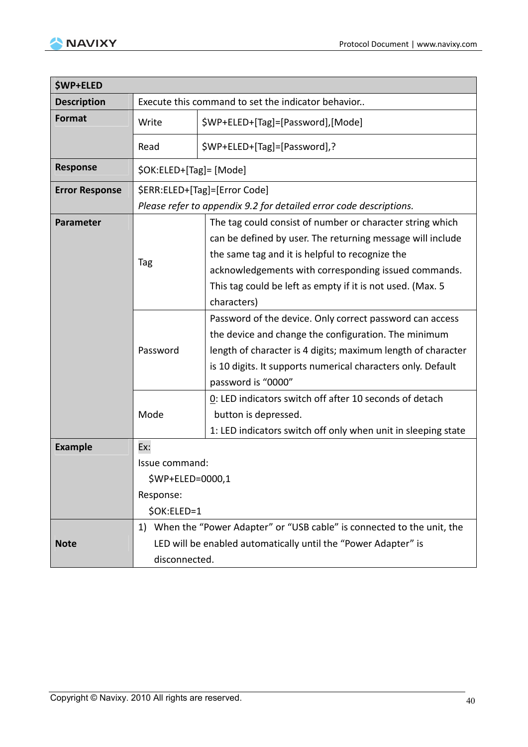| $WP+ELED | | |
|---|---|---|
| **Description** | Execute this command to set the indicator behavior.. | |
| **Format** | Write | $WP+ELED+[Tag]=[Password],[Mode] |
| | Read | $WP+ELED+[Tag]=[Password],? |
| **Response** | $OK:ELED+[Tag]= [Mode] | |
| **Error Response** | $ERR:ELED+[Tag]=[Error Code]<br>*Please refer to appendix 9.2 for detailed error code descriptions.* | |
| **Parameter** | Tag | The tag could consist of number or character string which can be defined by user. The returning message will include the same tag and it is helpful to recognize the acknowledgements with corresponding issued commands. This tag could be left as empty if it is not used. (Max. 5 characters) |
| | Password | Password of the device. Only correct password can access the device and change the configuration. The minimum length of character is 4 digits; maximum length of character is 10 digits. It supports numerical characters only. Default password is "0000" |
| | Mode | 0: LED indicators switch off after 10 seconds of detach button is depressed.<br>1: LED indicators switch off only when unit in sleeping state |
| **Example** | Ex:<br>Issue command:<br>$WP+ELED=0000,1<br>Response:<br>$OK:ELED=1 | |
| **Note** | 1) When the "Power Adapter" or "USB cable" is connected to the unit, the LED will be enabled automatically until the "Power Adapter" is disconnected. | |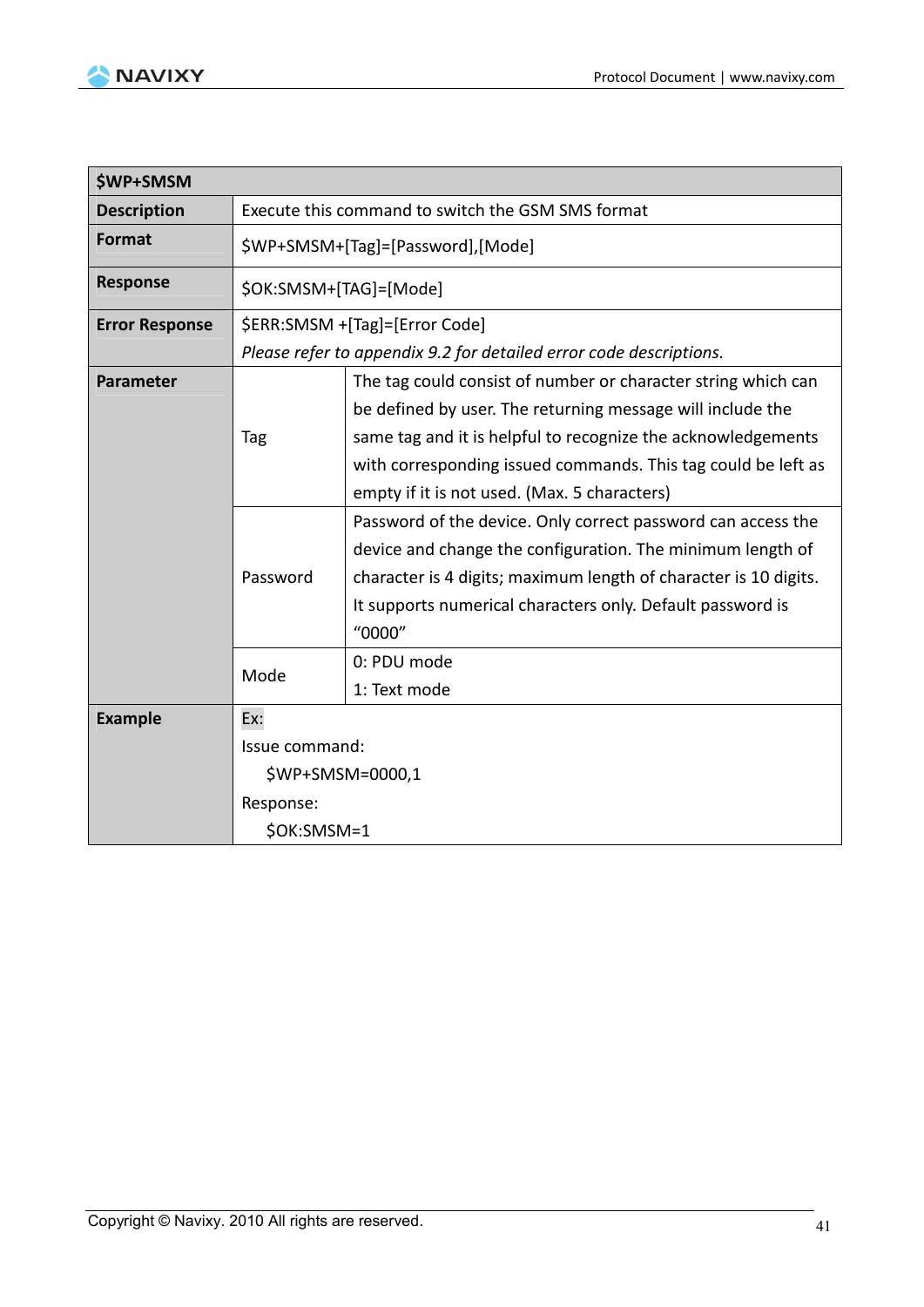| $WP+SMSM | | |
|---|---|---|
| **Description** | Execute this command to switch the GSM SMS format | |
| **Format** | $WP+SMSM+[Tag]=[Password],[Mode] | |
| **Response** | $OK:SMSM+[TAG]=[Mode] | |
| **Error Response** | $ERR:SMSM +[Tag]=[Error Code]<br>*Please refer to appendix 9.2 for detailed error code descriptions.* | |
| **Parameter** | Tag | The tag could consist of number or character string which can be defined by user. The returning message will include the same tag and it is helpful to recognize the acknowledgements with corresponding issued commands. This tag could be left as empty if it is not used. (Max. 5 characters) |
| | Password | Password of the device. Only correct password can access the device and change the configuration. The minimum length of character is 4 digits; maximum length of character is 10 digits. It supports numerical characters only. Default password is "0000" |
| | Mode | 0: PDU mode<br>1: Text mode |
| **Example** | Ex:<br>Issue command:<br>$WP+SMSM=0000,1<br>Response:<br>$OK:SMSM=1 | |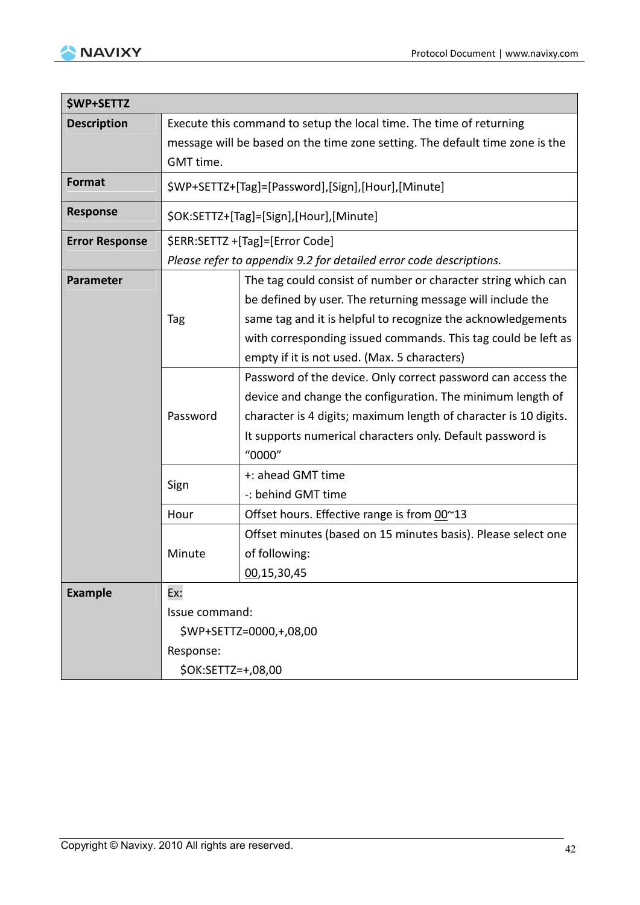| $WP+SETTZ | | |
|---|---|---|
| **Description** | Execute this command to setup the local time. The time of returning message will be based on the time zone setting. The default time zone is the GMT time. | |
| **Format** | $WP+SETTZ+[Tag]=[Password],[Sign],[Hour],[Minute] | |
| **Response** | $OK:SETTZ+[Tag]=[Sign],[Hour],[Minute] | |
| **Error Response** | $ERR:SETTZ +[Tag]=[Error Code]<br>*Please refer to appendix 9.2 for detailed error code descriptions.* | |
| **Parameter** | Tag | The tag could consist of number or character string which can be defined by user. The returning message will include the same tag and it is helpful to recognize the acknowledgements with corresponding issued commands. This tag could be left as empty if it is not used. (Max. 5 characters) |
| | Password | Password of the device. Only correct password can access the device and change the configuration. The minimum length of character is 4 digits; maximum length of character is 10 digits. It supports numerical characters only. Default password is "0000" |
| | Sign | +: ahead GMT time<br>-: behind GMT time |
| | Hour | Offset hours. Effective range is from 00~13 |
| | Minute | Offset minutes (based on 15 minutes basis). Please select one of following:<br>00,15,30,45 |
| **Example** | Ex:<br>Issue command:<br>$WP+SETTZ=0000,+,08,00<br>Response:<br>$OK:SETTZ=+,08,00 | |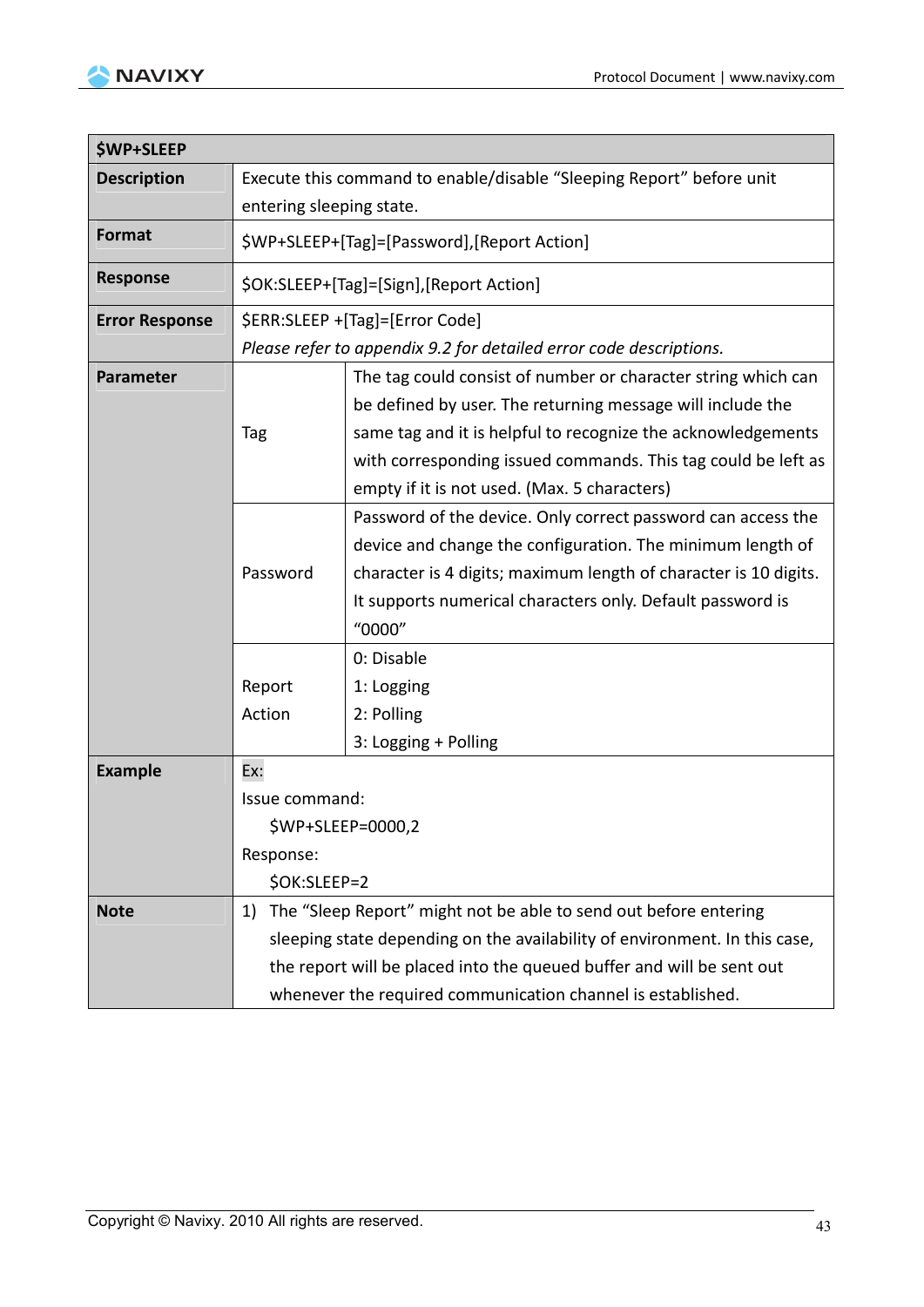| $WP+SLEEP | | |
|---|---|---|
| **Description** | Execute this command to enable/disable "Sleeping Report" before unit entering sleeping state. | |
| **Format** | $WP+SLEEP+[Tag]=[Password],[Report Action] | |
| **Response** | $OK:SLEEP+[Tag]=[Sign],[Report Action] | |
| **Error Response** | $ERR:SLEEP +[Tag]=[Error Code]<br>*Please refer to appendix 9.2 for detailed error code descriptions.* | |
| **Parameter** | Tag | The tag could consist of number or character string which can be defined by user. The returning message will include the same tag and it is helpful to recognize the acknowledgements with corresponding issued commands. This tag could be left as empty if it is not used. (Max. 5 characters) |
| | Password | Password of the device. Only correct password can access the device and change the configuration. The minimum length of character is 4 digits; maximum length of character is 10 digits. It supports numerical characters only. Default password is "0000" |
| | Report Action | 0: Disable<br>1: Logging<br>2: Polling<br>3: Logging + Polling |
| **Example** | Ex:<br>Issue command:<br>$WP+SLEEP=0000,2<br>Response:<br>$OK:SLEEP=2 | |
| **Note** | 1) The "Sleep Report" might not be able to send out before entering sleeping state depending on the availability of environment. In this case, the report will be placed into the queued buffer and will be sent out whenever the required communication channel is established. | |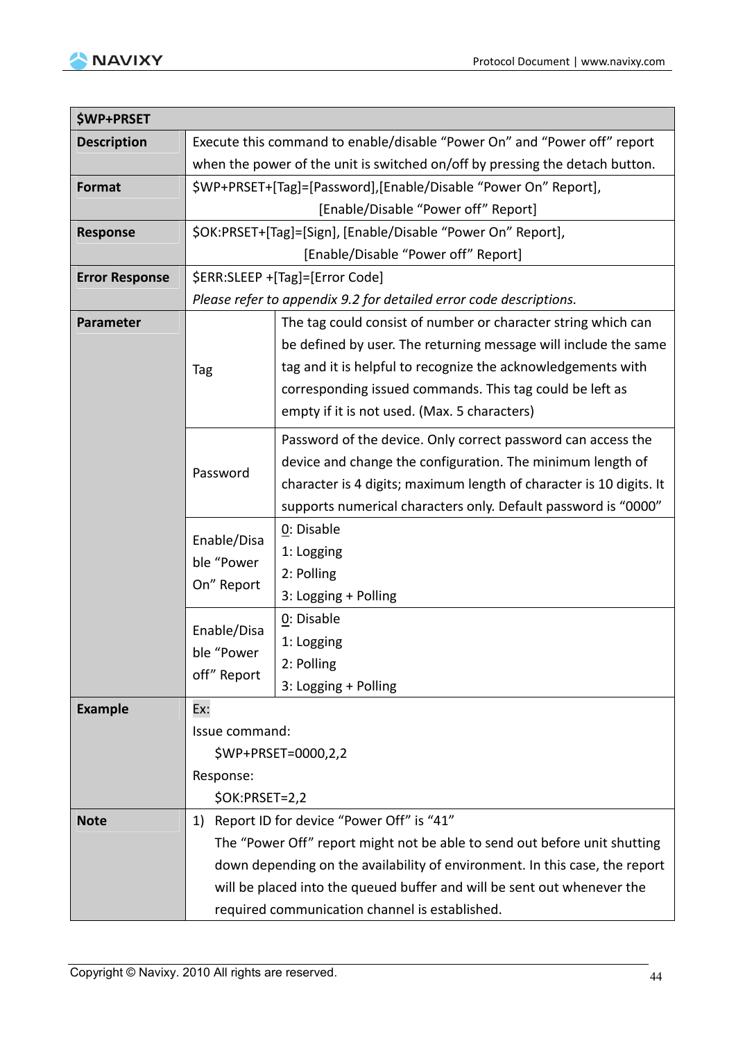| $WP+PRSET | | |
|---|---|---|
| **Description** | Execute this command to enable/disable "Power On" and "Power off" report when the power of the unit is switched on/off by pressing the detach button. | |
| **Format** | $WP+PRSET+[Tag]=[Password],[Enable/Disable "Power On" Report], [Enable/Disable "Power off" Report] | |
| **Response** | $OK:PRSET+[Tag]=[Sign], [Enable/Disable "Power On" Report], [Enable/Disable "Power off" Report] | |
| **Error Response** | $ERR:SLEEP +[Tag]=[Error Code]<br>*Please refer to appendix 9.2 for detailed error code descriptions.* | |
| **Parameter** | Tag | The tag could consist of number or character string which can be defined by user. The returning message will include the same tag and it is helpful to recognize the acknowledgements with corresponding issued commands. This tag could be left as empty if it is not used. (Max. 5 characters) |
| | Password | Password of the device. Only correct password can access the device and change the configuration. The minimum length of character is 4 digits; maximum length of character is 10 digits. It supports numerical characters only. Default password is "0000" |
| | Enable/Disable "Power On" Report | 0: Disable<br>1: Logging<br>2: Polling<br>3: Logging + Polling |
| | Enable/Disable "Power off" Report | 0: Disable<br>1: Logging<br>2: Polling<br>3: Logging + Polling |
| **Example** | Ex:<br>Issue command:<br>$WP+PRSET=0000,2,2<br>Response:<br>$OK:PRSET=2,2 | |
| **Note** | 1) Report ID for device "Power Off" is "41"<br>The "Power Off" report might not be able to send out before unit shutting down depending on the availability of environment. In this case, the report will be placed into the queued buffer and will be sent out whenever the required communication channel is established. | |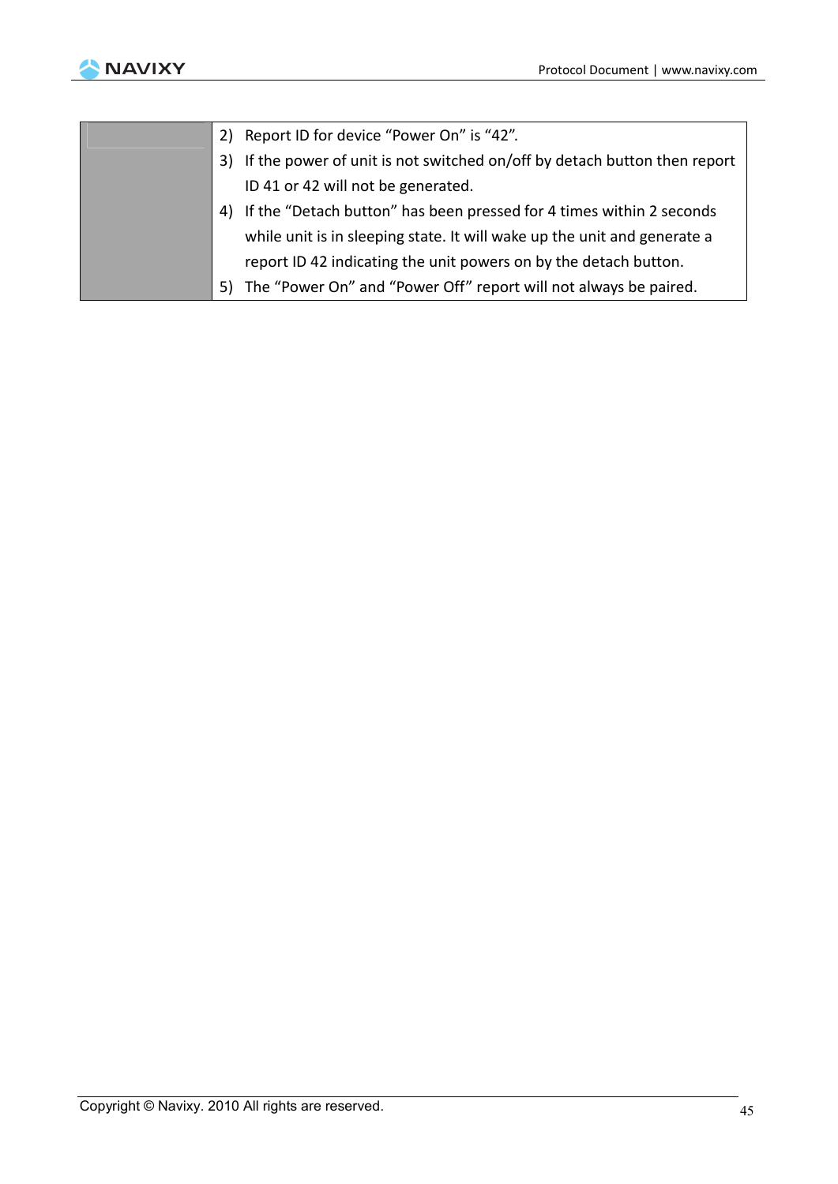| | |
|---|---|
| | 2) Report ID for device "Power On" is "42".<br>3) If the power of unit is not switched on/off by detach button then report ID 41 or 42 will not be generated.<br>4) If the "Detach button" has been pressed for 4 times within 2 seconds while unit is in sleeping state. It will wake up the unit and generate a report ID 42 indicating the unit powers on by the detach button.<br>5) The "Power On" and "Power Off" report will not always be paired. |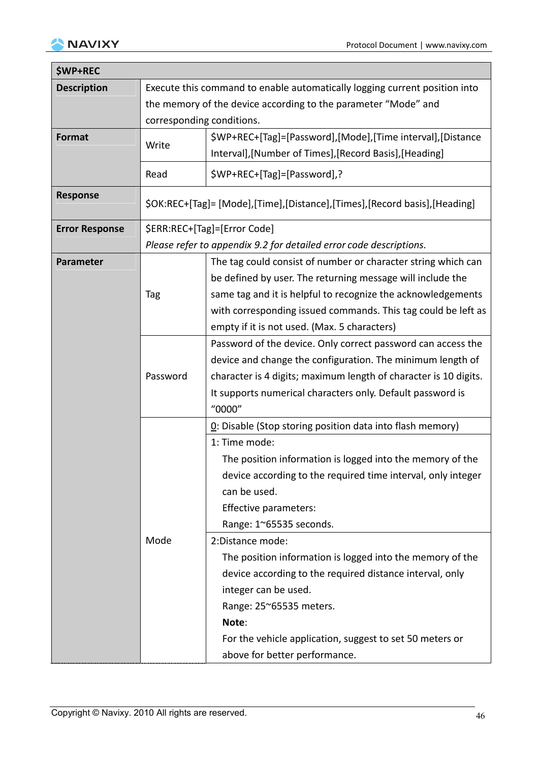| $WP+REC | | |
|---|---|---|
| **Description** | Execute this command to enable automatically logging current position into the memory of the device according to the parameter "Mode" and corresponding conditions. | |
| **Format** | Write | $WP+REC+[Tag]=[Password],[Mode],[Time interval],[Distance Interval],[Number of Times],[Record Basis],[Heading] |
| | Read | $WP+REC+[Tag]=[Password],? |
| **Response** | $OK:REC+[Tag]= [Mode],[Time],[Distance],[Times],[Record basis],[Heading] | |
| **Error Response** | $ERR:REC+[Tag]=[Error Code]<br>*Please refer to appendix 9.2 for detailed error code descriptions.* | |
| **Parameter** | Tag | The tag could consist of number or character string which can be defined by user. The returning message will include the same tag and it is helpful to recognize the acknowledgements with corresponding issued commands. This tag could be left as empty if it is not used. (Max. 5 characters) |
| | Password | Password of the device. Only correct password can access the device and change the configuration. The minimum length of character is 4 digits; maximum length of character is 10 digits. It supports numerical characters only. Default password is "0000" |
| | Mode | <u>0</u>: Disable (Stop storing position data into flash memory) |
| | | 1: Time mode:<br>The position information is logged into the memory of the device according to the required time interval, only integer can be used.<br>Effective parameters:<br>Range: 1~65535 seconds. |
| | | 2:Distance mode:<br>The position information is logged into the memory of the device according to the required distance interval, only integer can be used.<br>Range: 25~65535 meters.<br>**Note**:<br>For the vehicle application, suggest to set 50 meters or above for better performance. |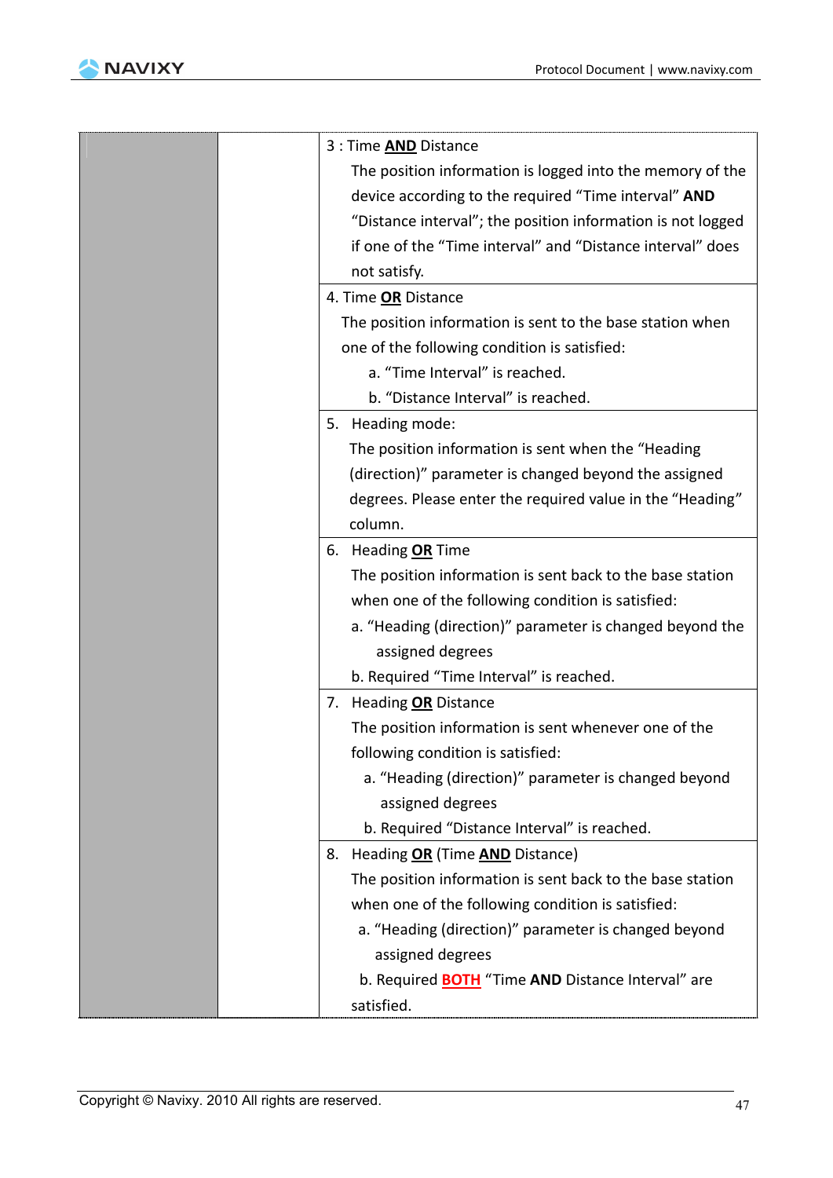|  |  |  |
|---|---|---|
|  |  | 3 : Time **AND** Distance<br>The position information is logged into the memory of the device according to the required "Time interval" **AND** "Distance interval"; the position information is not logged if one of the "Time interval" and "Distance interval" does not satisfy. |
|  |  | 4. Time **OR** Distance<br>The position information is sent to the base station when one of the following condition is satisfied:<br>a. "Time Interval" is reached.<br>b. "Distance Interval" is reached. |
|  |  | 5. Heading mode:<br>The position information is sent when the "Heading (direction)" parameter is changed beyond the assigned degrees. Please enter the required value in the "Heading" column. |
|  |  | 6. Heading **OR** Time<br>The position information is sent back to the base station when one of the following condition is satisfied:<br>a. "Heading (direction)" parameter is changed beyond the assigned degrees<br>b. Required "Time Interval" is reached. |
|  |  | 7. Heading **OR** Distance<br>The position information is sent whenever one of the following condition is satisfied:<br>a. "Heading (direction)" parameter is changed beyond assigned degrees<br>b. Required "Distance Interval" is reached. |
|  |  | 8. Heading **OR** (Time **AND** Distance)<br>The position information is sent back to the base station when one of the following condition is satisfied:<br>a. "Heading (direction)" parameter is changed beyond assigned degrees<br>b. Required **BOTH** "Time **AND** Distance Interval" are satisfied. |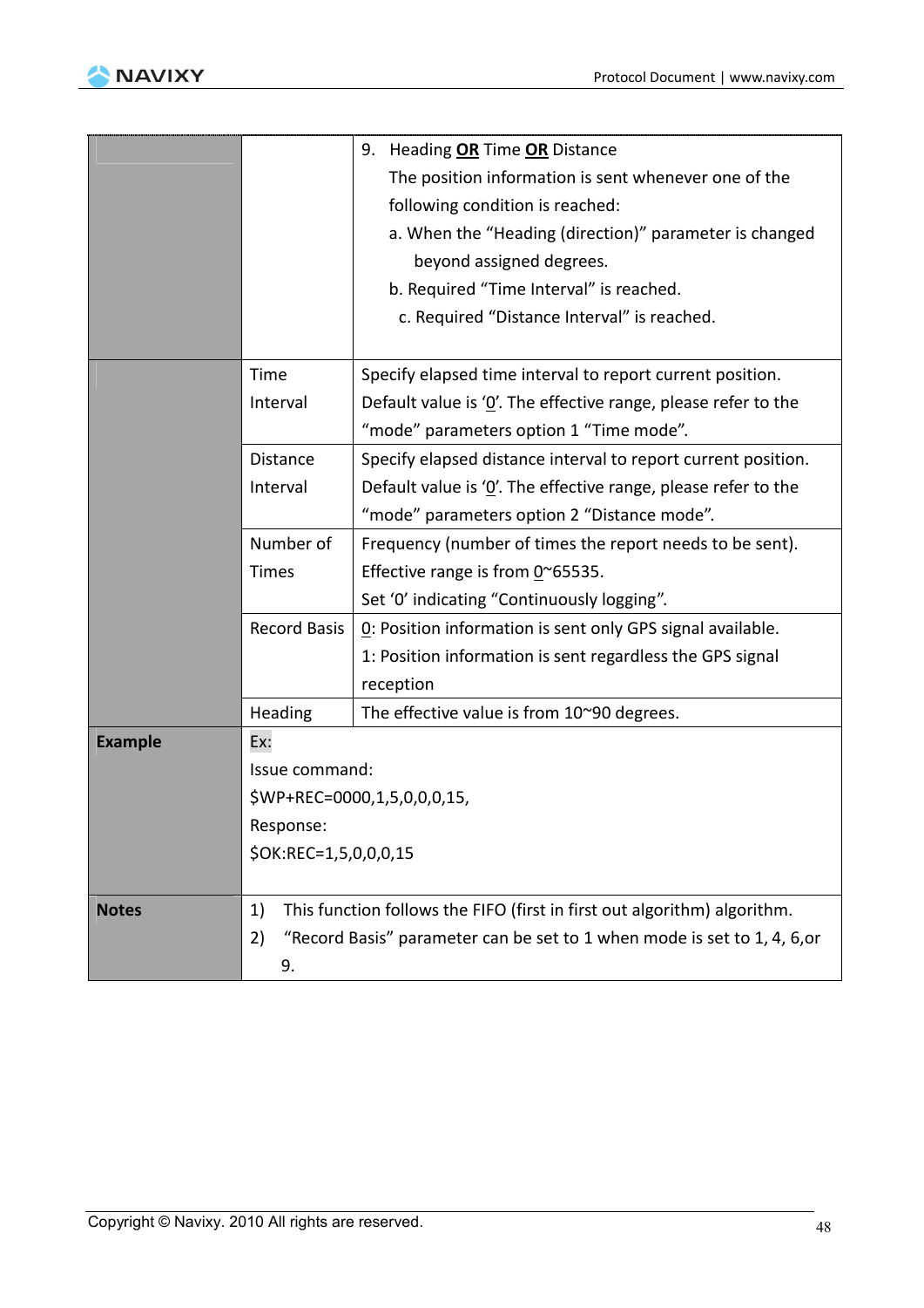| | | |
|---|---|---|
| | | 9. Heading **OR** Time **OR** Distance<br>The position information is sent whenever one of the following condition is reached:<br>a. When the "Heading (direction)" parameter is changed beyond assigned degrees.<br>b. Required "Time Interval" is reached.<br>c. Required "Distance Interval" is reached. |
| | Time Interval | Specify elapsed time interval to report current position. Default value is '0'. The effective range, please refer to the "mode" parameters option 1 "Time mode". |
| | Distance Interval | Specify elapsed distance interval to report current position. Default value is '0'. The effective range, please refer to the "mode" parameters option 2 "Distance mode". |
| | Number of Times | Frequency (number of times the report needs to be sent). Effective range is from 0~65535.<br>Set '0' indicating "Continuously logging". |
| | Record Basis | 0: Position information is sent only GPS signal available.<br>1: Position information is sent regardless the GPS signal reception |
| | Heading | The effective value is from 10~90 degrees. |
| **Example** | Ex:<br>Issue command:<br>$WP+REC=0000,1,5,0,0,0,15,<br>Response:<br>$OK:REC=1,5,0,0,0,15 | |
| **Notes** | 1) This function follows the FIFO (first in first out algorithm) algorithm.<br>2) "Record Basis" parameter can be set to 1 when mode is set to 1, 4, 6,or 9. | |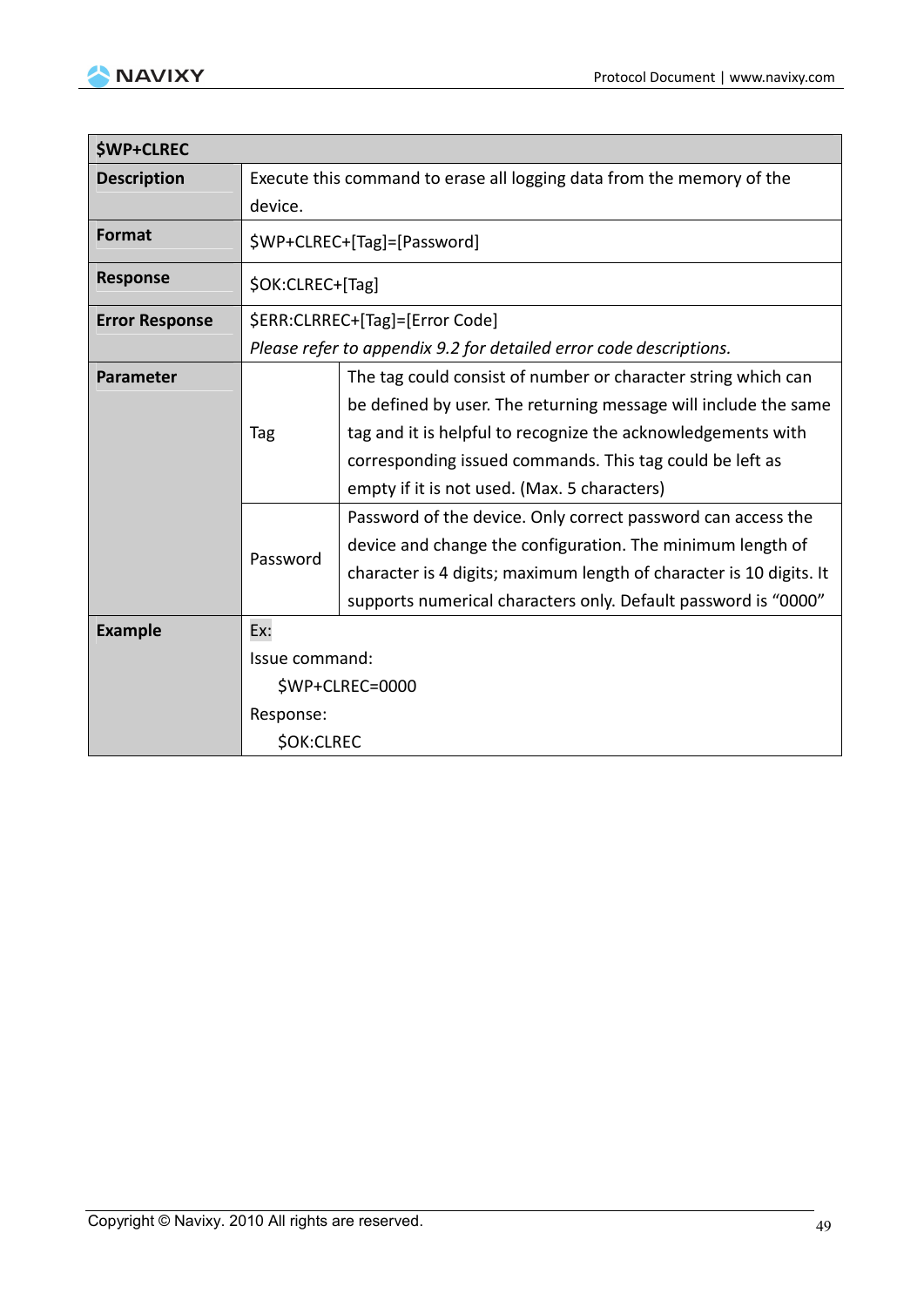| $WP+CLREC | | |
|---|---|---|
| **Description** | Execute this command to erase all logging data from the memory of the device. | |
| **Format** | $WP+CLREC+[Tag]=[Password] | |
| **Response** | $OK:CLREC+[Tag] | |
| **Error Response** | $ERR:CLRREC+[Tag]=[Error Code]<br>*Please refer to appendix 9.2 for detailed error code descriptions.* | |
| **Parameter** | Tag | The tag could consist of number or character string which can be defined by user. The returning message will include the same tag and it is helpful to recognize the acknowledgements with corresponding issued commands. This tag could be left as empty if it is not used. (Max. 5 characters) |
| | Password | Password of the device. Only correct password can access the device and change the configuration. The minimum length of character is 4 digits; maximum length of character is 10 digits. It supports numerical characters only. Default password is "0000" |
| **Example** | Ex:<br>Issue command:<br>$WP+CLREC=0000<br>Response:<br>$OK:CLREC | |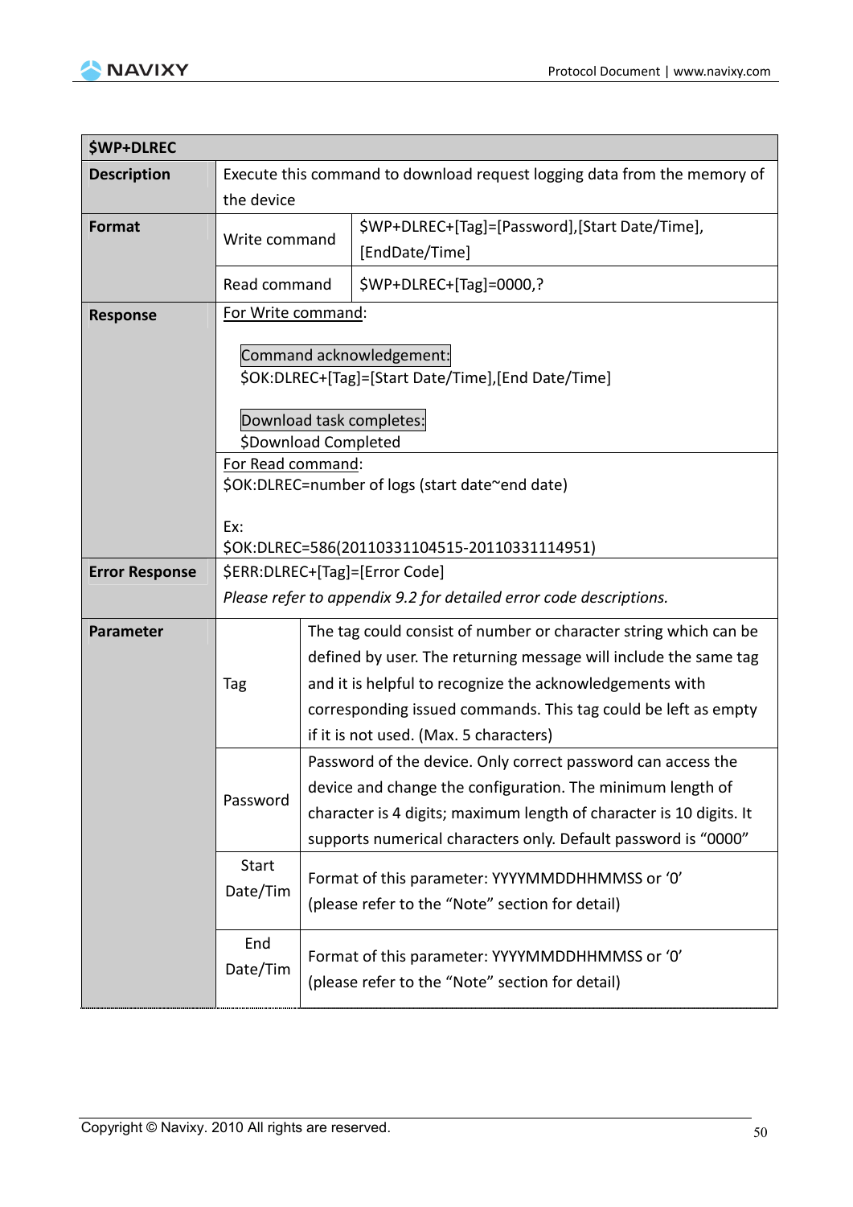| $WP+DLREC | | |
|---|---|---|
| **Description** | Execute this command to download request logging data from the memory of the device | |
| **Format** | Write command | $WP+DLREC+[Tag]=[Password],[Start Date/Time], [EndDate/Time] |
| | Read command | $WP+DLREC+[Tag]=0000,? |
| **Response** | For Write command:<br><br>Command acknowledgement:<br>$OK:DLREC+[Tag]=[Start Date/Time],[End Date/Time]<br><br>Download task completes:<br>$Download Completed | |
| | For Read command:<br>$OK:DLREC=number of logs (start date~end date)<br><br>Ex:<br>$OK:DLREC=586(20110331104515-20110331114951) | |
| **Error Response** | $ERR:DLREC+[Tag]=[Error Code]<br>*Please refer to appendix 9.2 for detailed error code descriptions.* | |
| **Parameter** | Tag | The tag could consist of number or character string which can be defined by user. The returning message will include the same tag and it is helpful to recognize the acknowledgements with corresponding issued commands. This tag could be left as empty if it is not used. (Max. 5 characters) |
| | Password | Password of the device. Only correct password can access the device and change the configuration. The minimum length of character is 4 digits; maximum length of character is 10 digits. It supports numerical characters only. Default password is "0000" |
| | Start Date/Tim | Format of this parameter: YYYYMMDDHHMMSS or '0'<br>(please refer to the "Note" section for detail) |
| | End Date/Tim | Format of this parameter: YYYYMMDDHHMMSS or '0'<br>(please refer to the "Note" section for detail) |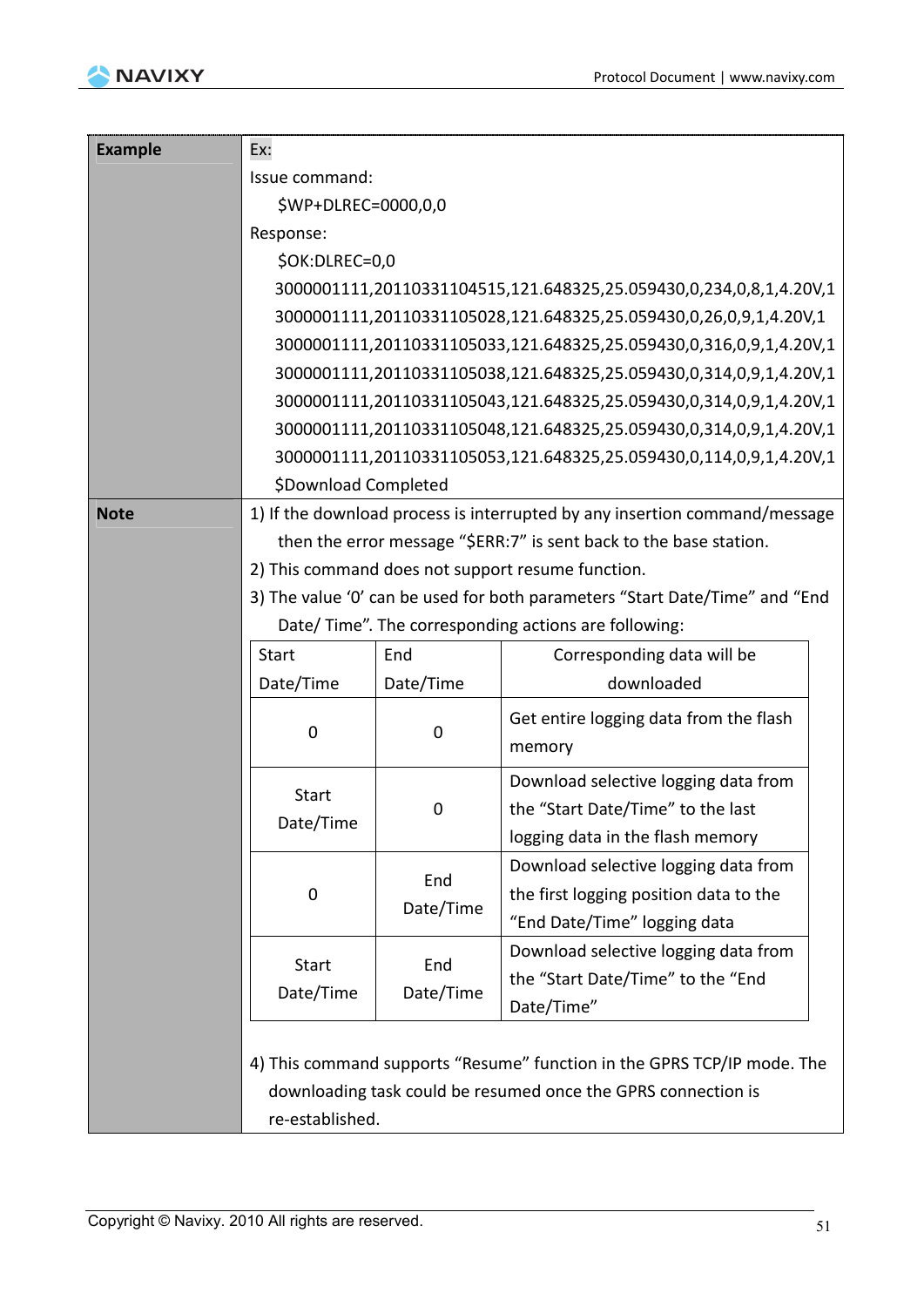| | |
|---|---|
| **Example** | Ex:<br>Issue command:<br>$WP+DLREC=0000,0,0<br>Response:<br>$OK:DLREC=0,0<br>3000001111,20110331104515,121.648325,25.059430,0,234,0,8,1,4.20V,1<br>3000001111,20110331105028,121.648325,25.059430,0,26,0,9,1,4.20V,1<br>3000001111,20110331105033,121.648325,25.059430,0,316,0,9,1,4.20V,1<br>3000001111,20110331105038,121.648325,25.059430,0,314,0,9,1,4.20V,1<br>3000001111,20110331105043,121.648325,25.059430,0,314,0,9,1,4.20V,1<br>3000001111,20110331105048,121.648325,25.059430,0,314,0,9,1,4.20V,1<br>3000001111,20110331105053,121.648325,25.059430,0,114,0,9,1,4.20V,1<br>$Download Completed |
| **Note** | 1) If the download process is interrupted by any insertion command/message then the error message "$ERR:7" is sent back to the base station.<br>2) This command does not support resume function.<br>3) The value '0' can be used for both parameters "Start Date/Time" and "End Date/ Time". The corresponding actions are following:<br>4) This command supports "Resume" function in the GPRS TCP/IP mode. The downloading task could be resumed once the GPRS connection is re-established. |

| Start Date/Time | End Date/Time | Corresponding data will be downloaded |
|---|---|---|
| 0 | 0 | Get entire logging data from the flash memory |
| Start Date/Time | 0 | Download selective logging data from the "Start Date/Time" to the last logging data in the flash memory |
| 0 | End Date/Time | Download selective logging data from the first logging position data to the "End Date/Time" logging data |
| Start Date/Time | End Date/Time | Download selective logging data from the "Start Date/Time" to the "End Date/Time" |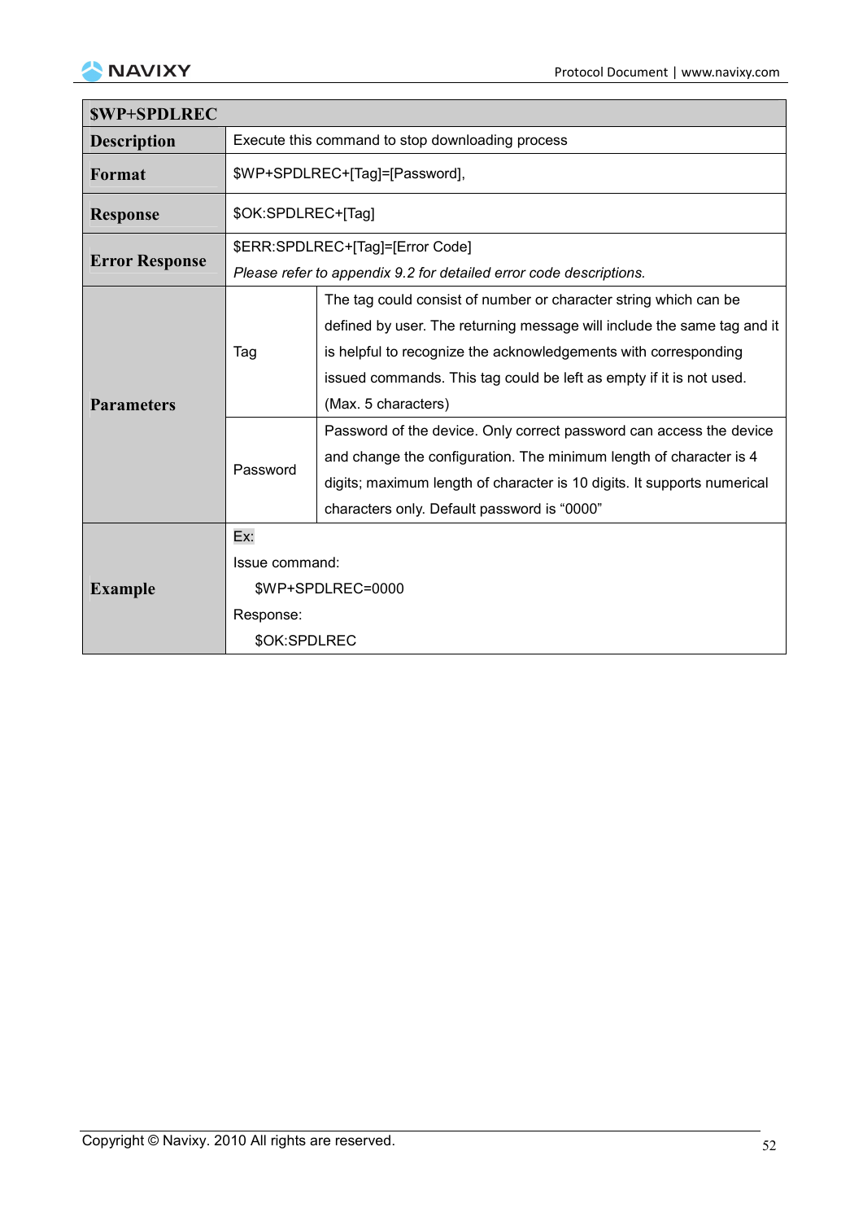| $WP+SPDLREC | | |
|---|---|---|
| **Description** | Execute this command to stop downloading process | |
| **Format** | $WP+SPDLREC+[Tag]=[Password], | |
| **Response** | $OK:SPDLREC+[Tag] | |
| **Error Response** | $ERR:SPDLREC+[Tag]=[Error Code]<br>*Please refer to appendix 9.2 for detailed error code descriptions.* | |
| **Parameters** | Tag | The tag could consist of number or character string which can be defined by user. The returning message will include the same tag and it is helpful to recognize the acknowledgements with corresponding issued commands. This tag could be left as empty if it is not used. (Max. 5 characters) |
| | Password | Password of the device. Only correct password can access the device and change the configuration. The minimum length of character is 4 digits; maximum length of character is 10 digits. It supports numerical characters only. Default password is "0000" |
| **Example** | Ex:<br>Issue command:<br>$WP+SPDLREC=0000<br>Response:<br>$OK:SPDLREC | |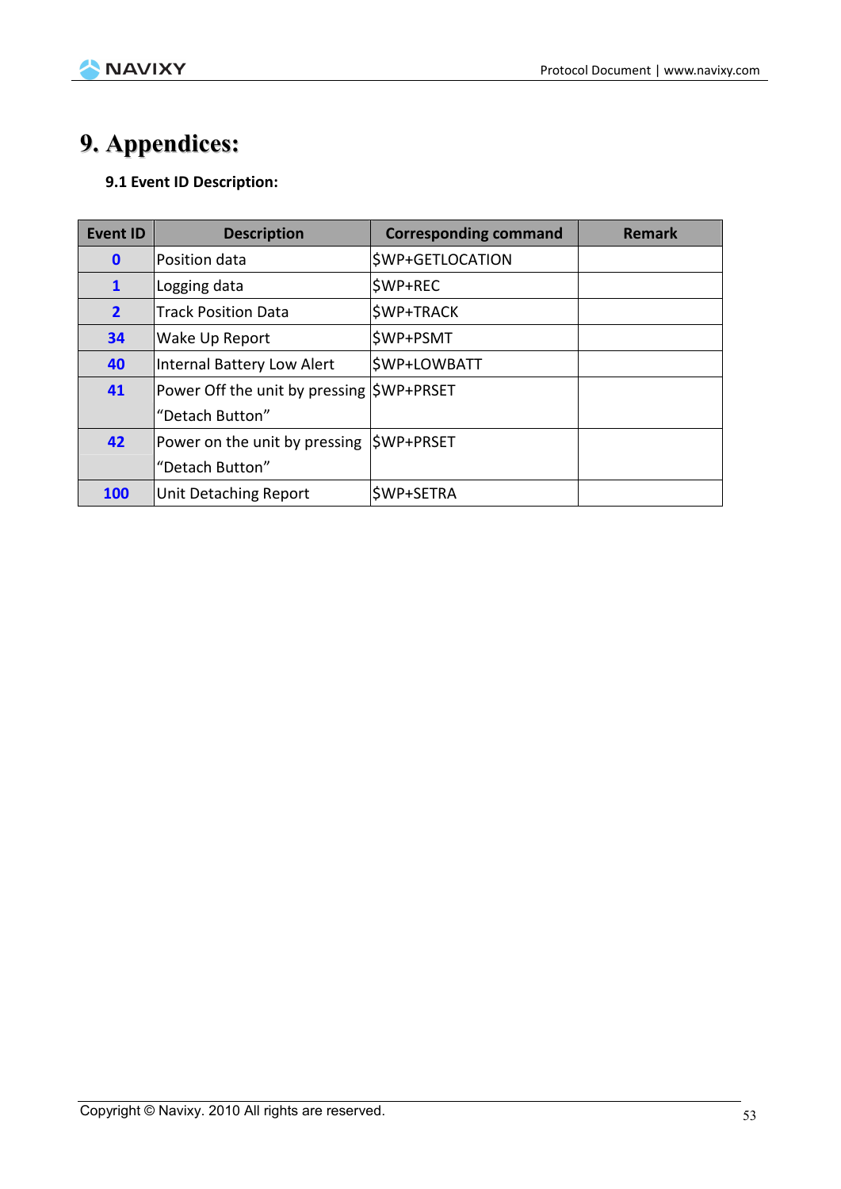# 9. Appendices:

### 9.1 Event ID Description:

| Event ID | Description | Corresponding command | Remark |
|---|---|---|---|
| **0** | Position data | $WP+GETLOCATION | |
| **1** | Logging data | $WP+REC | |
| **2** | Track Position Data | $WP+TRACK | |
| **34** | Wake Up Report | $WP+PSMT | |
| **40** | Internal Battery Low Alert | $WP+LOWBATT | |
| **41** | Power Off the unit by pressing "Detach Button" | $WP+PRSET | |
| **42** | Power on the unit by pressing "Detach Button" | $WP+PRSET | |
| **100** | Unit Detaching Report | $WP+SETRA | |

Copyright © Navixy. 2010 All rights are reserved.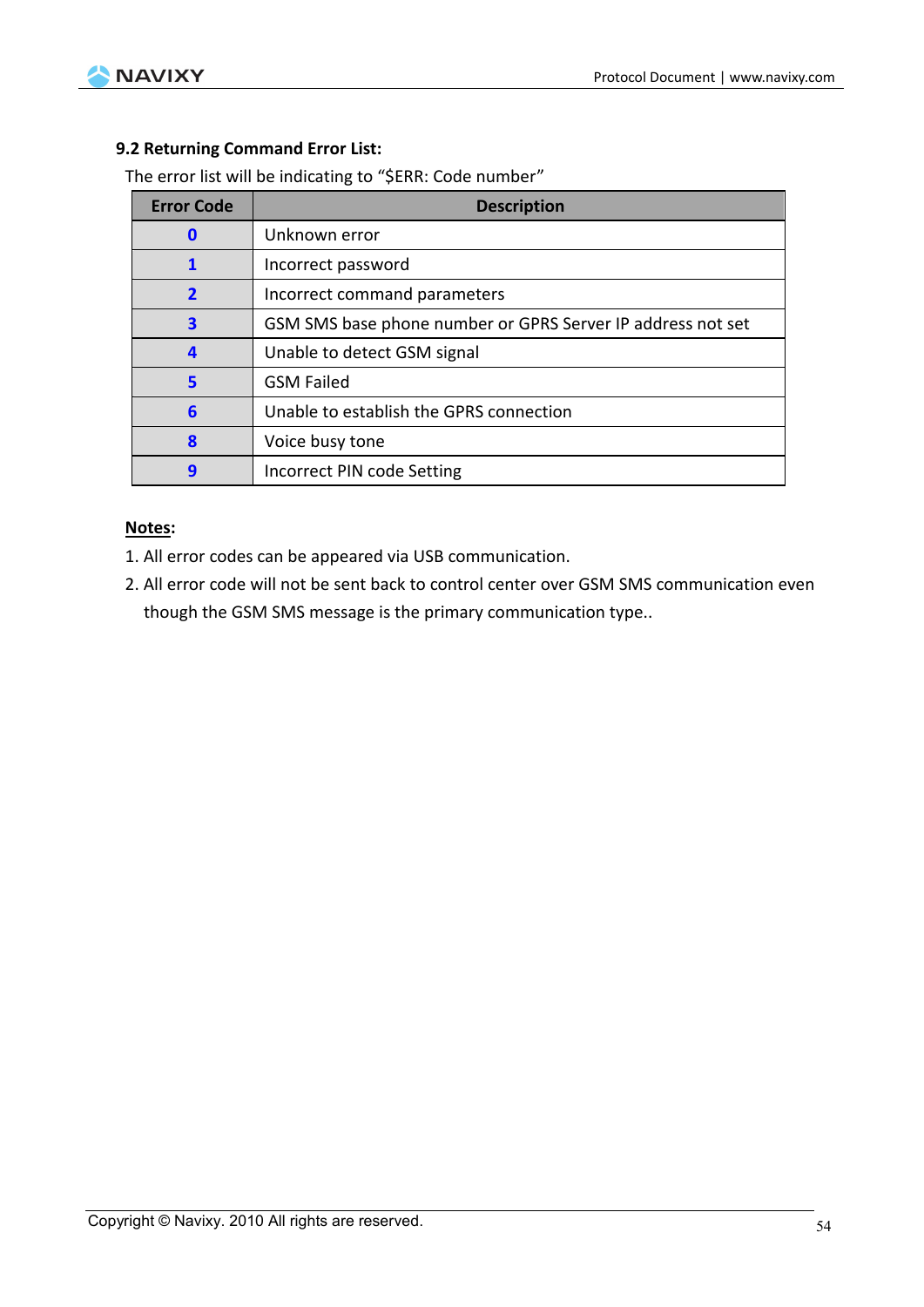### 9.2 Returning Command Error List:

The error list will be indicating to “$ERR: Code number”

| Error Code | Description |
|---|---|
| **0** | Unknown error |
| **1** | Incorrect password |
| **2** | Incorrect command parameters |
| **3** | GSM SMS base phone number or GPRS Server IP address not set |
| **4** | Unable to detect GSM signal |
| **5** | GSM Failed |
| **6** | Unable to establish the GPRS connection |
| **8** | Voice busy tone |
| **9** | Incorrect PIN code Setting |

**Notes**:

1. All error codes can be appeared via USB communication.
2. All error code will not be sent back to control center over GSM SMS communication even though the GSM SMS message is the primary communication type..

Copyright © Navixy. 2010 All rights are reserved.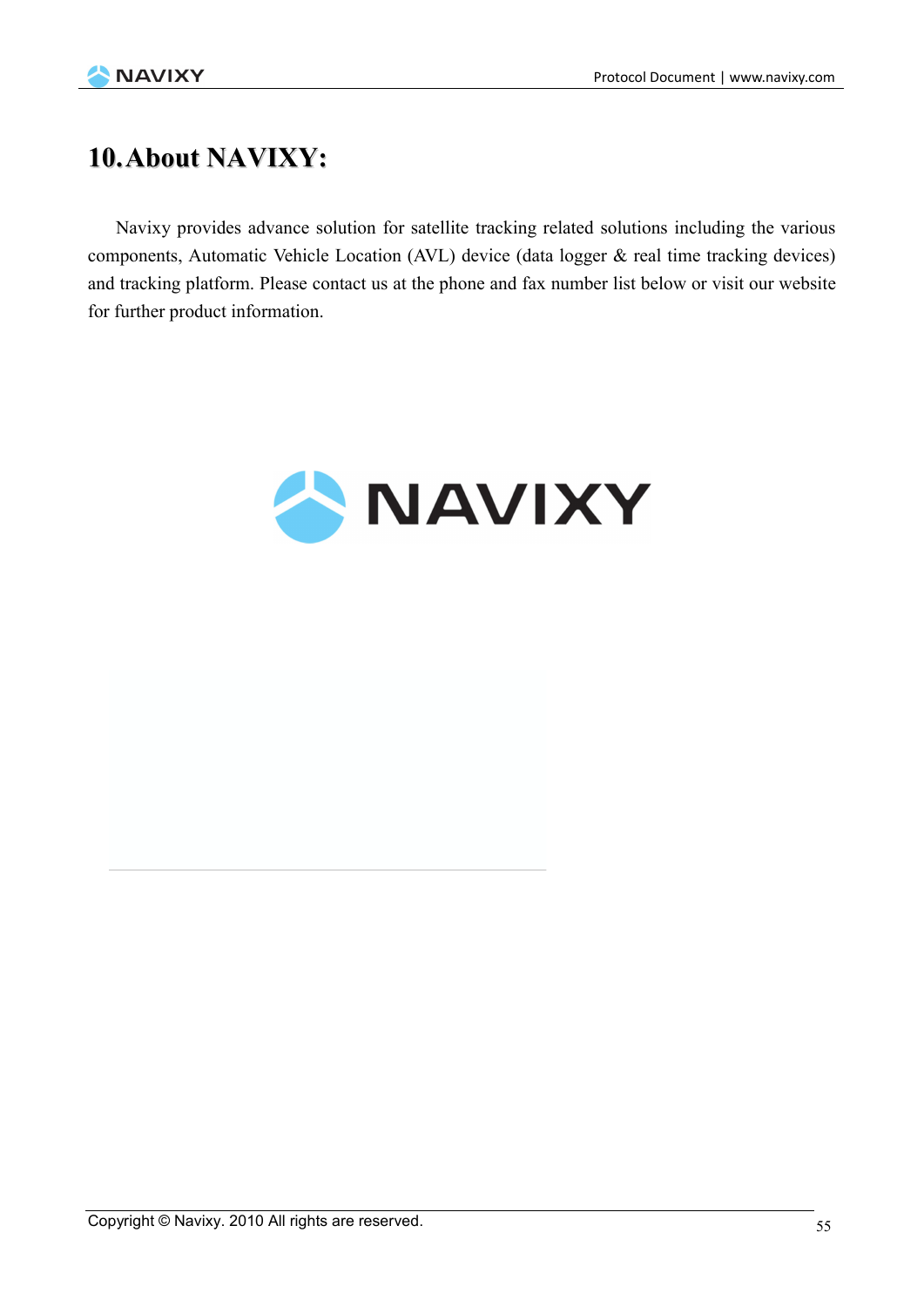# 10. About NAVIXY:

Navixy provides advance solution for satellite tracking related solutions including the various components, Automatic Vehicle Location (AVL) device (data logger & real time tracking devices) and tracking platform. Please contact us at the phone and fax number list below or visit our website for further product information.

NAVIXY